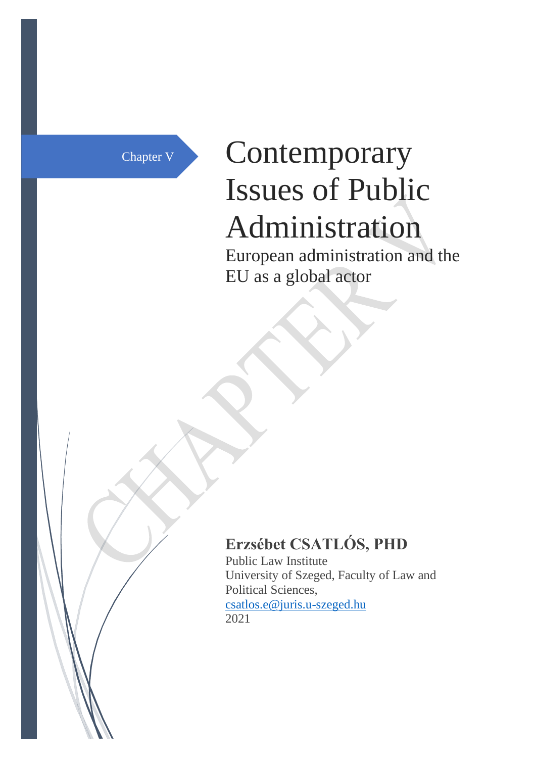Chapter V

# Contemporary Issues of Public Administration

## European administration and the EU as a global actor

**Erzsébet CSATLÓS, PHD**

Public Law Institute
University of Szeged, Faculty of Law and Political Sciences,
csatlos.e@juris.u-szeged.hu
2021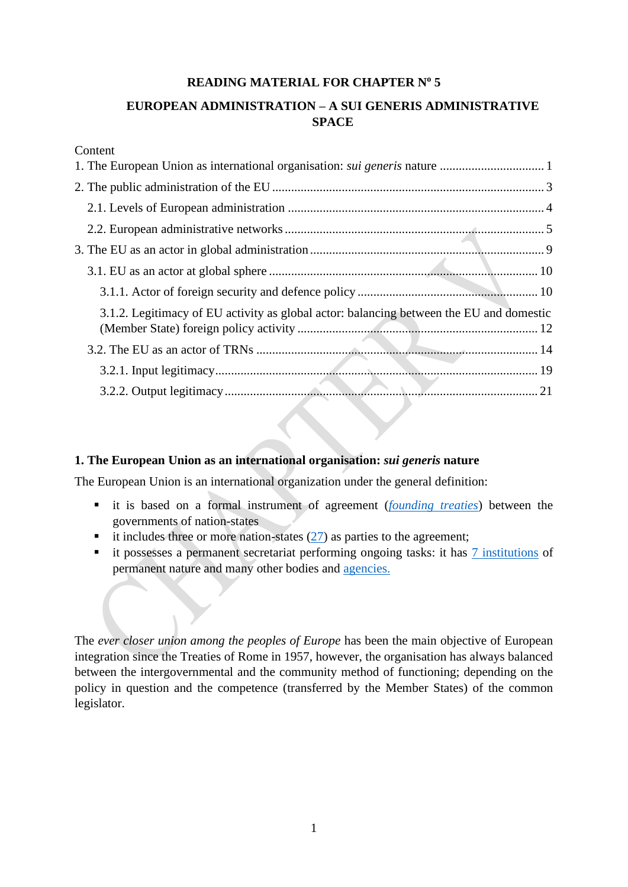**READING MATERIAL FOR CHAPTER Nº 5**

# EUROPEAN ADMINISTRATION – A SUI GENERIS ADMINISTRATIVE SPACE

Content

1. The European Union as international organisation: *sui generis* nature ................................ 1
2. The public administration of the EU ..................................................................................... 3
   - 2.1. Levels of European administration ................................................................................ 4
   - 2.2. European administrative networks ................................................................................. 5
3. The EU as an actor in global administration ......................................................................... 9
   - 3.1. EU as an actor at global sphere .................................................................................... 10
     - 3.1.1. Actor of foreign security and defence policy ........................................................ 10
     - 3.1.2. Legitimacy of EU activity as global actor: balancing between the EU and domestic (Member State) foreign policy activity ........................................................................... 12
   - 3.2. The EU as an actor of TRNs ........................................................................................ 14
     - 3.2.1. Input legitimacy..................................................................................................... 19
     - 3.2.2. Output legitimacy ................................................................................................. 21

## 1. The European Union as an international organisation: *sui generis* nature

The European Union is an international organization under the general definition:

- it is based on a formal instrument of agreement (*founding treaties*) between the governments of nation-states
- it includes three or more nation-states (27) as parties to the agreement;
- it possesses a permanent secretariat performing ongoing tasks: it has 7 institutions of permanent nature and many other bodies and agencies.

The *ever closer union among the peoples of Europe* has been the main objective of European integration since the Treaties of Rome in 1957, however, the organisation has always balanced between the intergovernmental and the community method of functioning; depending on the policy in question and the competence (transferred by the Member States) of the common legislator.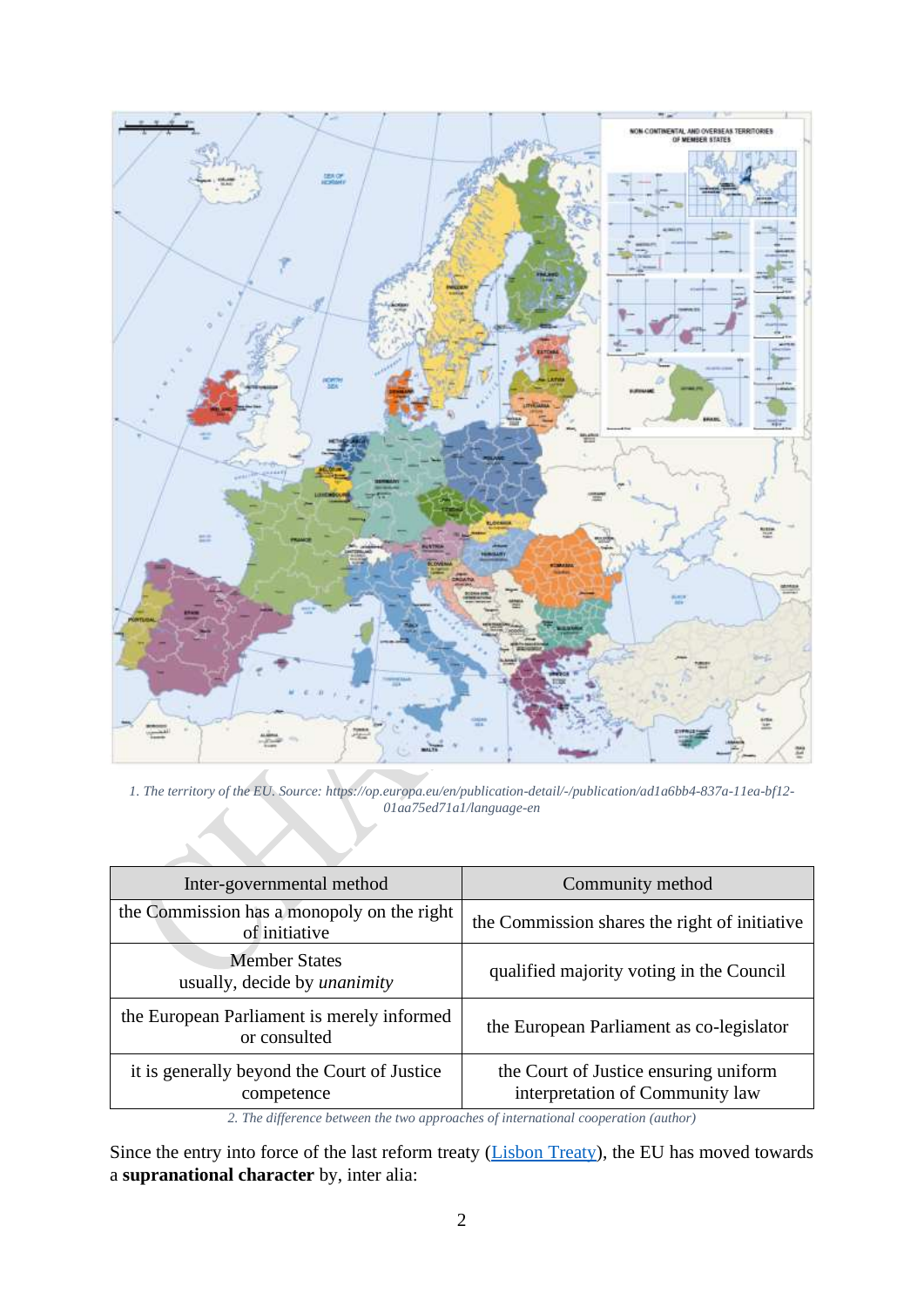1. The territory of the EU. Source: https://op.europa.eu/en/publication-detail/-/publication/ad1a6bb4-837a-11ea-bf12-01aa75ed71a1/language-en

| Inter-governmental method | Community method |
|---|---|
| the Commission has a monopoly on the right of initiative | the Commission shares the right of initiative |
| Member States usually, decide by *unanimity* | qualified majority voting in the Council |
| the European Parliament is merely informed or consulted | the European Parliament as co-legislator |
| it is generally beyond the Court of Justice competence | the Court of Justice ensuring uniform interpretation of Community law |

2. The difference between the two approaches of international cooperation (author)

Since the entry into force of the last reform treaty (Lisbon Treaty), the EU has moved towards a **supranational character** by, inter alia: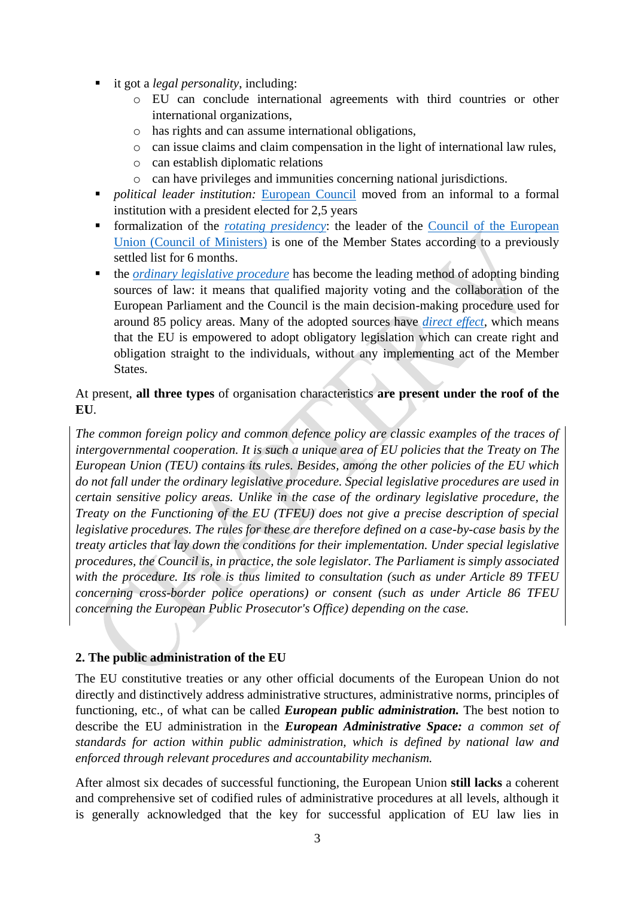- it got a *legal personality*, including:
  - EU can conclude international agreements with third countries or other international organizations,
  - has rights and can assume international obligations,
  - can issue claims and claim compensation in the light of international law rules,
  - can establish diplomatic relations
  - can have privileges and immunities concerning national jurisdictions.
- *political leader institution:* European Council moved from an informal to a formal institution with a president elected for 2,5 years
- formalization of the *rotating presidency*: the leader of the Council of the European Union (Council of Ministers) is one of the Member States according to a previously settled list for 6 months.
- the *ordinary legislative procedure* has become the leading method of adopting binding sources of law: it means that qualified majority voting and the collaboration of the European Parliament and the Council is the main decision-making procedure used for around 85 policy areas. Many of the adopted sources have *direct effect*, which means that the EU is empowered to adopt obligatory legislation which can create right and obligation straight to the individuals, without any implementing act of the Member States.

At present, **all three types** of organisation characteristics **are present under the roof of the EU**.

*The common foreign policy and common defence policy are classic examples of the traces of intergovernmental cooperation. It is such a unique area of EU policies that the Treaty on The European Union (TEU) contains its rules. Besides, among the other policies of the EU which do not fall under the ordinary legislative procedure. Special legislative procedures are used in certain sensitive policy areas. Unlike in the case of the ordinary legislative procedure, the Treaty on the Functioning of the EU (TFEU) does not give a precise description of special legislative procedures. The rules for these are therefore defined on a case-by-case basis by the treaty articles that lay down the conditions for their implementation. Under special legislative procedures, the Council is, in practice, the sole legislator. The Parliament is simply associated with the procedure. Its role is thus limited to consultation (such as under Article 89 TFEU concerning cross-border police operations) or consent (such as under Article 86 TFEU concerning the European Public Prosecutor's Office) depending on the case.*

## 2. The public administration of the EU

The EU constitutive treaties or any other official documents of the European Union do not directly and distinctively address administrative structures, administrative norms, principles of functioning, etc., of what can be called ***European public administration.*** The best notion to describe the EU administration in the ***European Administrative Space:*** *a common set of standards for action within public administration, which is defined by national law and enforced through relevant procedures and accountability mechanism.*

After almost six decades of successful functioning, the European Union **still lacks** a coherent and comprehensive set of codified rules of administrative procedures at all levels, although it is generally acknowledged that the key for successful application of EU law lies in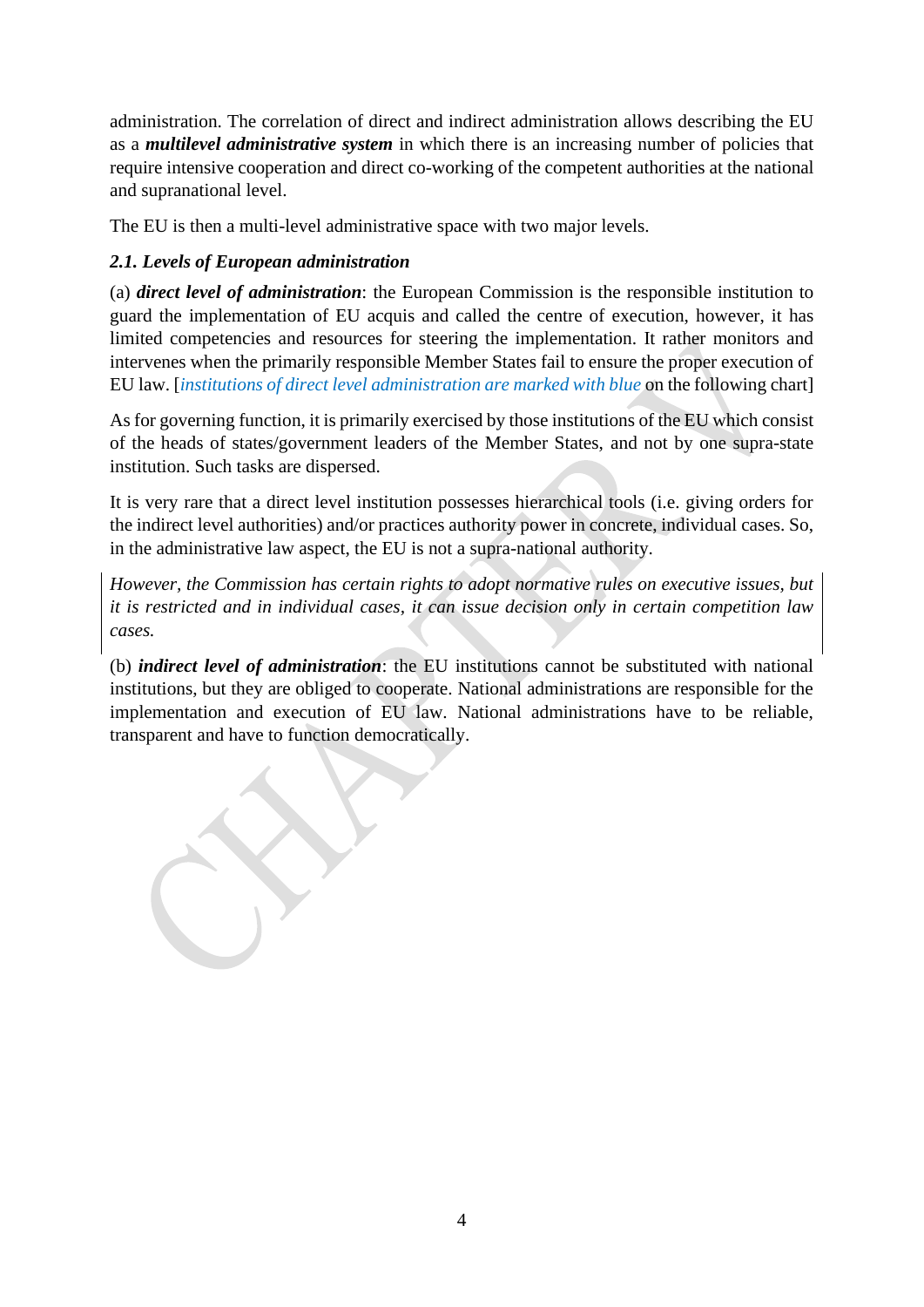administration. The correlation of direct and indirect administration allows describing the EU as a ***multilevel administrative system*** in which there is an increasing number of policies that require intensive cooperation and direct co-working of the competent authorities at the national and supranational level.

The EU is then a multi-level administrative space with two major levels.

### *2.1. Levels of European administration*

(a) ***direct level of administration***: the European Commission is the responsible institution to guard the implementation of EU acquis and called the centre of execution, however, it has limited competencies and resources for steering the implementation. It rather monitors and intervenes when the primarily responsible Member States fail to ensure the proper execution of EU law. [*institutions of direct level administration are marked with blue* on the following chart]

As for governing function, it is primarily exercised by those institutions of the EU which consist of the heads of states/government leaders of the Member States, and not by one supra-state institution. Such tasks are dispersed.

It is very rare that a direct level institution possesses hierarchical tools (i.e. giving orders for the indirect level authorities) and/or practices authority power in concrete, individual cases. So, in the administrative law aspect, the EU is not a supra-national authority.

*However, the Commission has certain rights to adopt normative rules on executive issues, but it is restricted and in individual cases, it can issue decision only in certain competition law cases.*

(b) ***indirect level of administration***: the EU institutions cannot be substituted with national institutions, but they are obliged to cooperate. National administrations are responsible for the implementation and execution of EU law. National administrations have to be reliable, transparent and have to function democratically.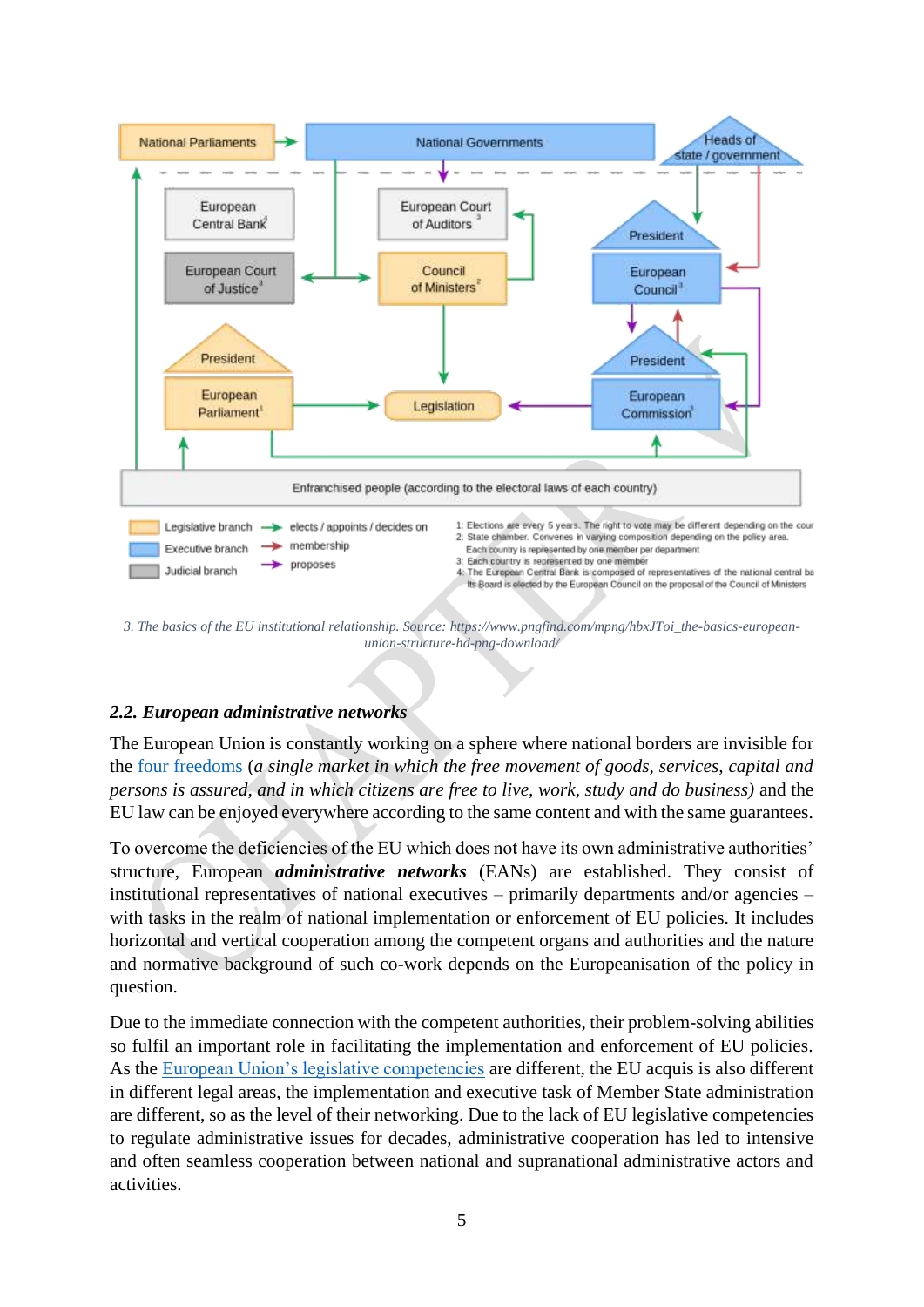3. The basics of the EU institutional relationship. Source: https://www.pngfind.com/mpng/hbxJToi_the-basics-european-union-structure-hd-png-download/

## 2.2. European administrative networks

The European Union is constantly working on a sphere where national borders are invisible for the four freedoms (*a single market in which the free movement of goods, services, capital and persons is assured, and in which citizens are free to live, work, study and do business)* and the EU law can be enjoyed everywhere according to the same content and with the same guarantees.

To overcome the deficiencies of the EU which does not have its own administrative authorities' structure, European ***administrative networks*** (EANs) are established. They consist of institutional representatives of national executives – primarily departments and/or agencies – with tasks in the realm of national implementation or enforcement of EU policies. It includes horizontal and vertical cooperation among the competent organs and authorities and the nature and normative background of such co-work depends on the Europeanisation of the policy in question.

Due to the immediate connection with the competent authorities, their problem-solving abilities so fulfil an important role in facilitating the implementation and enforcement of EU policies. As the European Union's legislative competencies are different, the EU acquis is also different in different legal areas, the implementation and executive task of Member State administration are different, so as the level of their networking. Due to the lack of EU legislative competencies to regulate administrative issues for decades, administrative cooperation has led to intensive and often seamless cooperation between national and supranational administrative actors and activities.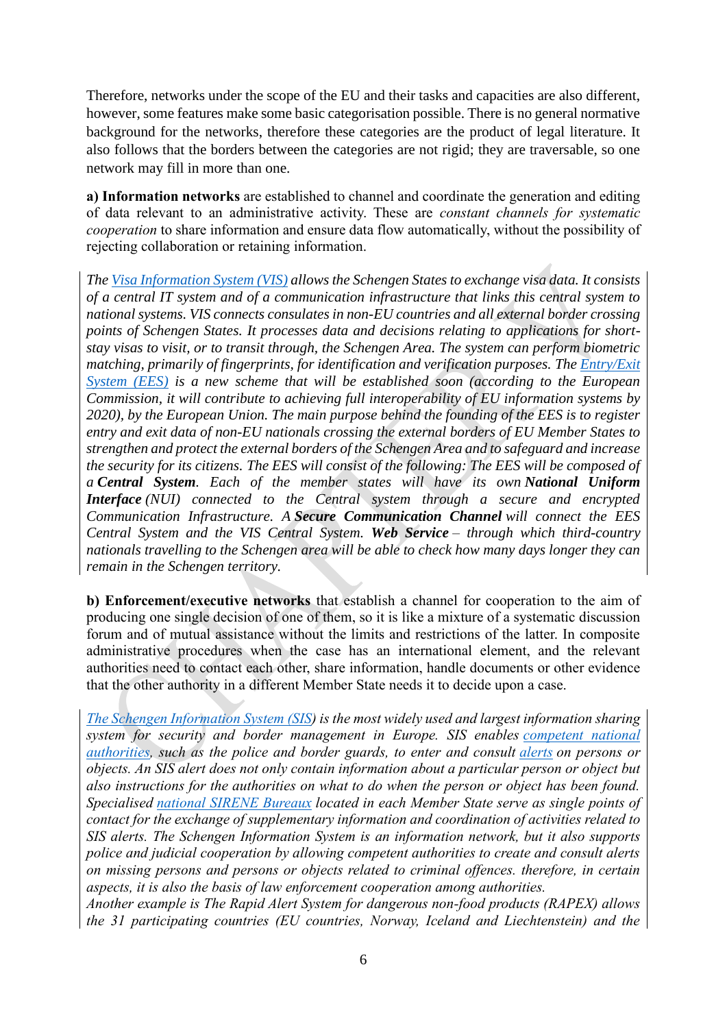Therefore, networks under the scope of the EU and their tasks and capacities are also different, however, some features make some basic categorisation possible. There is no general normative background for the networks, therefore these categories are the product of legal literature. It also follows that the borders between the categories are not rigid; they are traversable, so one network may fill in more than one.

**a) Information networks** are established to channel and coordinate the generation and editing of data relevant to an administrative activity. These are *constant channels for systematic cooperation* to share information and ensure data flow automatically, without the possibility of rejecting collaboration or retaining information.

*The Visa Information System (VIS) allows the Schengen States to exchange visa data. It consists of a central IT system and of a communication infrastructure that links this central system to national systems. VIS connects consulates in non-EU countries and all external border crossing points of Schengen States. It processes data and decisions relating to applications for short-stay visas to visit, or to transit through, the Schengen Area. The system can perform biometric matching, primarily of fingerprints, for identification and verification purposes. The Entry/Exit System (EES) is a new scheme that will be established soon (according to the European Commission, it will contribute to achieving full interoperability of EU information systems by 2020), by the European Union. The main purpose behind the founding of the EES is to register entry and exit data of non-EU nationals crossing the external borders of EU Member States to strengthen and protect the external borders of the Schengen Area and to safeguard and increase the security for its citizens. The EES will consist of the following: The EES will be composed of a* ***Central System****. Each of the member states will have its own* ***National Uniform Interface*** *(NUI) connected to the Central system through a secure and encrypted Communication Infrastructure. A* ***Secure Communication Channel*** *will connect the EES Central System and the VIS Central System.* ***Web Service*** *– through which third-country nationals travelling to the Schengen area will be able to check how many days longer they can remain in the Schengen territory.*

**b) Enforcement/executive networks** that establish a channel for cooperation to the aim of producing one single decision of one of them, so it is like a mixture of a systematic discussion forum and of mutual assistance without the limits and restrictions of the latter. In composite administrative procedures when the case has an international element, and the relevant authorities need to contact each other, share information, handle documents or other evidence that the other authority in a different Member State needs it to decide upon a case.

*The Schengen Information System (SIS) is the most widely used and largest information sharing system for security and border management in Europe. SIS enables competent national authorities, such as the police and border guards, to enter and consult alerts on persons or objects. An SIS alert does not only contain information about a particular person or object but also instructions for the authorities on what to do when the person or object has been found. Specialised national SIRENE Bureaux located in each Member State serve as single points of contact for the exchange of supplementary information and coordination of activities related to SIS alerts. The Schengen Information System is an information network, but it also supports police and judicial cooperation by allowing competent authorities to create and consult alerts on missing persons and persons or objects related to criminal offences. therefore, in certain aspects, it is also the basis of law enforcement cooperation among authorities.*
*Another example is The Rapid Alert System for dangerous non-food products (RAPEX) allows the 31 participating countries (EU countries, Norway, Iceland and Liechtenstein) and the*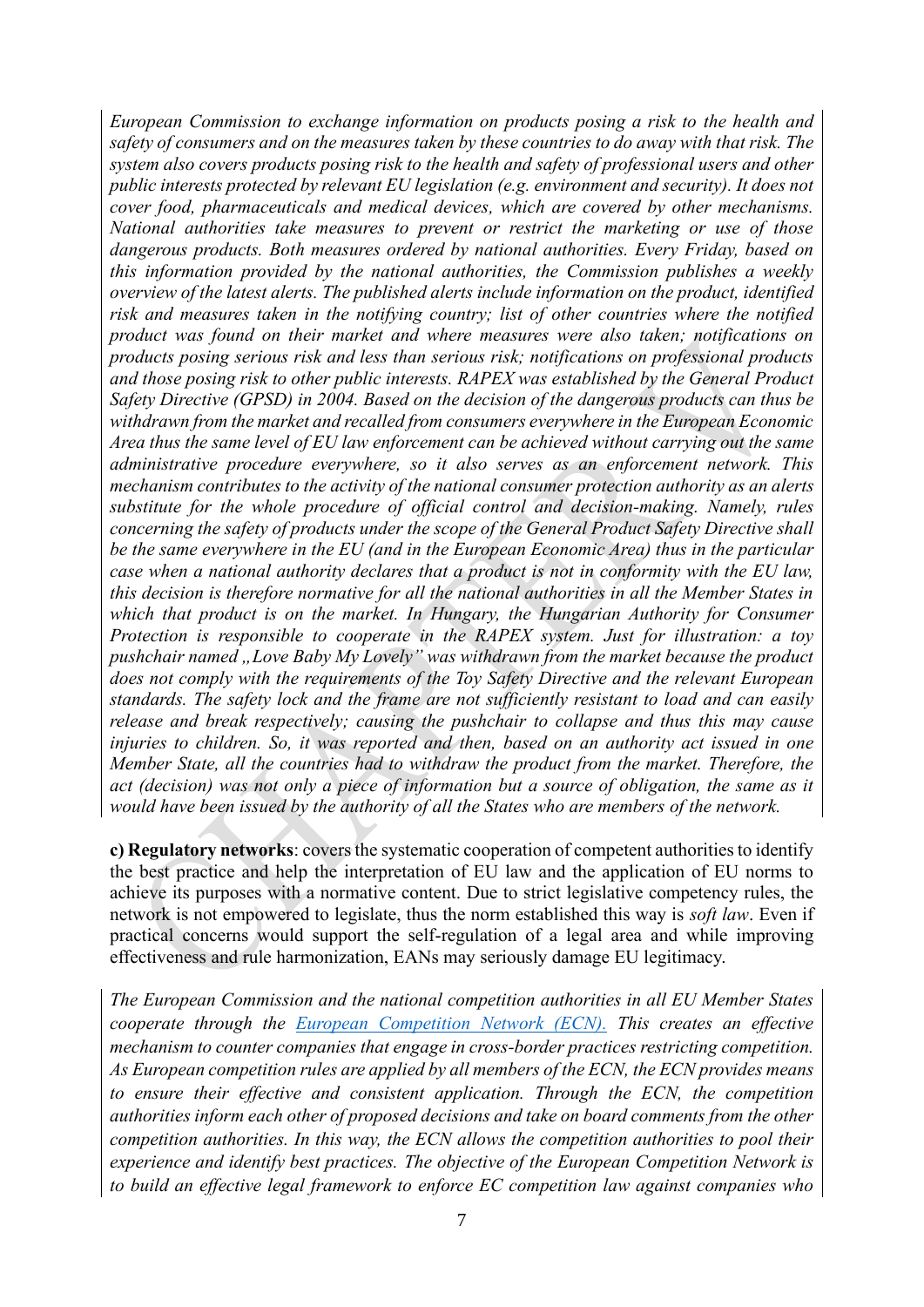*European Commission to exchange information on products posing a risk to the health and safety of consumers and on the measures taken by these countries to do away with that risk. The system also covers products posing risk to the health and safety of professional users and other public interests protected by relevant EU legislation (e.g. environment and security). It does not cover food, pharmaceuticals and medical devices, which are covered by other mechanisms. National authorities take measures to prevent or restrict the marketing or use of those dangerous products. Both measures ordered by national authorities. Every Friday, based on this information provided by the national authorities, the Commission publishes a weekly overview of the latest alerts. The published alerts include information on the product, identified risk and measures taken in the notifying country; list of other countries where the notified product was found on their market and where measures were also taken; notifications on products posing serious risk and less than serious risk; notifications on professional products and those posing risk to other public interests. RAPEX was established by the General Product Safety Directive (GPSD) in 2004. Based on the decision of the dangerous products can thus be withdrawn from the market and recalled from consumers everywhere in the European Economic Area thus the same level of EU law enforcement can be achieved without carrying out the same administrative procedure everywhere, so it also serves as an enforcement network. This mechanism contributes to the activity of the national consumer protection authority as an alerts substitute for the whole procedure of official control and decision-making. Namely, rules concerning the safety of products under the scope of the General Product Safety Directive shall be the same everywhere in the EU (and in the European Economic Area) thus in the particular case when a national authority declares that a product is not in conformity with the EU law, this decision is therefore normative for all the national authorities in all the Member States in which that product is on the market. In Hungary, the Hungarian Authority for Consumer Protection is responsible to cooperate in the RAPEX system. Just for illustration: a toy pushchair named „Love Baby My Lovely" was withdrawn from the market because the product does not comply with the requirements of the Toy Safety Directive and the relevant European standards. The safety lock and the frame are not sufficiently resistant to load and can easily release and break respectively; causing the pushchair to collapse and thus this may cause injuries to children. So, it was reported and then, based on an authority act issued in one Member State, all the countries had to withdraw the product from the market. Therefore, the act (decision) was not only a piece of information but a source of obligation, the same as it would have been issued by the authority of all the States who are members of the network.*

**c) Regulatory networks**: covers the systematic cooperation of competent authorities to identify the best practice and help the interpretation of EU law and the application of EU norms to achieve its purposes with a normative content. Due to strict legislative competency rules, the network is not empowered to legislate, thus the norm established this way is *soft law*. Even if practical concerns would support the self-regulation of a legal area and while improving effectiveness and rule harmonization, EANs may seriously damage EU legitimacy.

*The European Commission and the national competition authorities in all EU Member States cooperate through the [European Competition Network (ECN).](European Competition Network (ECN)) This creates an effective mechanism to counter companies that engage in cross-border practices restricting competition. As European competition rules are applied by all members of the ECN, the ECN provides means to ensure their effective and consistent application. Through the ECN, the competition authorities inform each other of proposed decisions and take on board comments from the other competition authorities. In this way, the ECN allows the competition authorities to pool their experience and identify best practices. The objective of the European Competition Network is to build an effective legal framework to enforce EC competition law against companies who*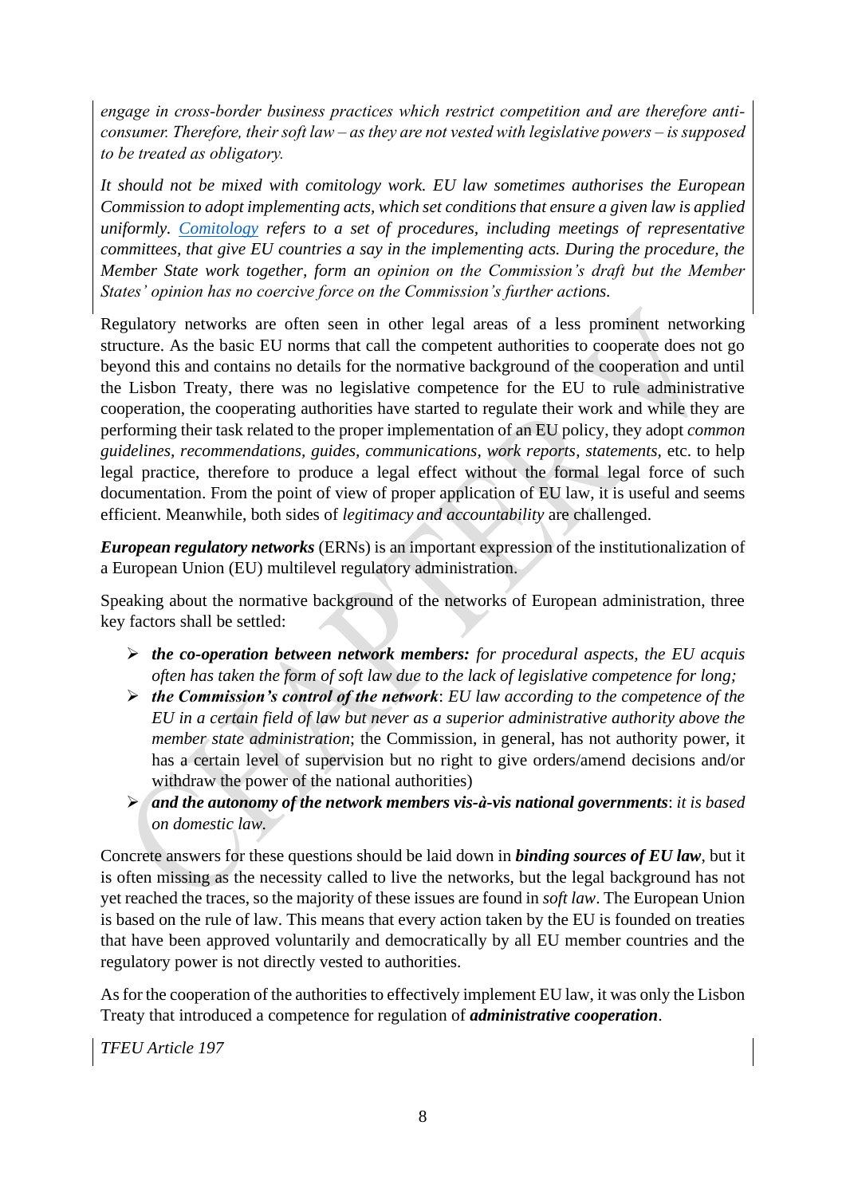*engage in cross-border business practices which restrict competition and are therefore anti-consumer. Therefore, their soft law – as they are not vested with legislative powers – is supposed to be treated as obligatory.*

*It should not be mixed with comitology work. EU law sometimes authorises the European Commission to adopt implementing acts, which set conditions that ensure a given law is applied uniformly. [Comitology](#) refers to a set of procedures, including meetings of representative committees, that give EU countries a say in the implementing acts. During the procedure, the Member State work together, form an opinion on the Commission's draft but the Member States' opinion has no coercive force on the Commission's further actions.*

Regulatory networks are often seen in other legal areas of a less prominent networking structure. As the basic EU norms that call the competent authorities to cooperate does not go beyond this and contains no details for the normative background of the cooperation and until the Lisbon Treaty, there was no legislative competence for the EU to rule administrative cooperation, the cooperating authorities have started to regulate their work and while they are performing their task related to the proper implementation of an EU policy, they adopt *common guidelines, recommendations, guides, communications, work reports, statements*, etc. to help legal practice, therefore to produce a legal effect without the formal legal force of such documentation. From the point of view of proper application of EU law, it is useful and seems efficient. Meanwhile, both sides of *legitimacy and accountability* are challenged.

***European regulatory networks*** (ERNs) is an important expression of the institutionalization of a European Union (EU) multilevel regulatory administration.

Speaking about the normative background of the networks of European administration, three key factors shall be settled:

- ***the co-operation between network members:*** *for procedural aspects, the EU acquis often has taken the form of soft law due to the lack of legislative competence for long;*
- ***the Commission's control of the network***: *EU law according to the competence of the EU in a certain field of law but never as a superior administrative authority above the member state administration*; the Commission, in general, has not authority power, it has a certain level of supervision but no right to give orders/amend decisions and/or withdraw the power of the national authorities)
- ***and the autonomy of the network members vis-à-vis national governments***: *it is based on domestic law.*

Concrete answers for these questions should be laid down in ***binding sources of EU law***, but it is often missing as the necessity called to live the networks, but the legal background has not yet reached the traces, so the majority of these issues are found in *soft law*. The European Union is based on the rule of law. This means that every action taken by the EU is founded on treaties that have been approved voluntarily and democratically by all EU member countries and the regulatory power is not directly vested to authorities.

As for the cooperation of the authorities to effectively implement EU law, it was only the Lisbon Treaty that introduced a competence for regulation of ***administrative cooperation***.

*TFEU Article 197*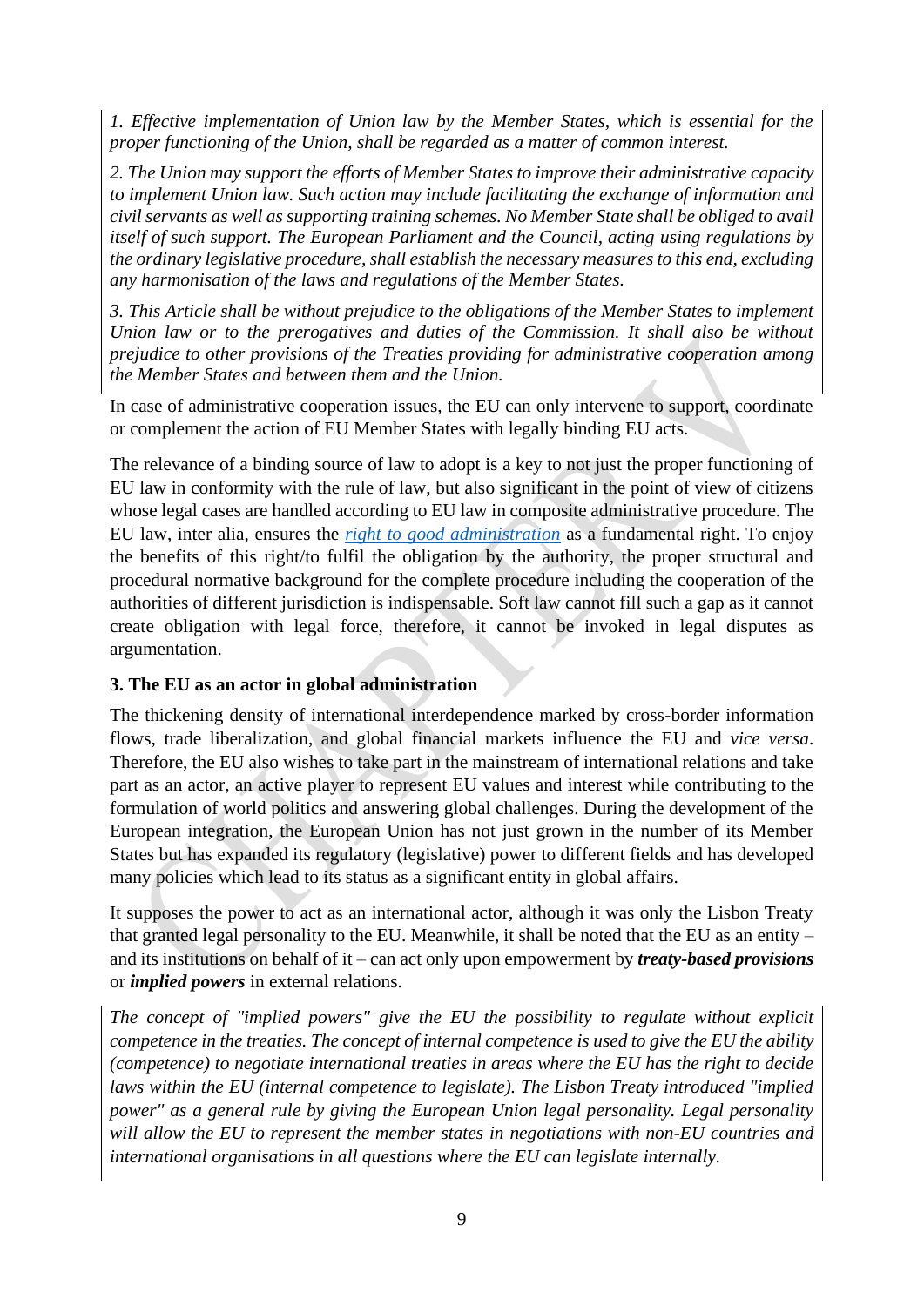*1. Effective implementation of Union law by the Member States, which is essential for the proper functioning of the Union, shall be regarded as a matter of common interest.*

*2. The Union may support the efforts of Member States to improve their administrative capacity to implement Union law. Such action may include facilitating the exchange of information and civil servants as well as supporting training schemes. No Member State shall be obliged to avail itself of such support. The European Parliament and the Council, acting using regulations by the ordinary legislative procedure, shall establish the necessary measures to this end, excluding any harmonisation of the laws and regulations of the Member States.*

*3. This Article shall be without prejudice to the obligations of the Member States to implement Union law or to the prerogatives and duties of the Commission. It shall also be without prejudice to other provisions of the Treaties providing for administrative cooperation among the Member States and between them and the Union.*

In case of administrative cooperation issues, the EU can only intervene to support, coordinate or complement the action of EU Member States with legally binding EU acts.

The relevance of a binding source of law to adopt is a key to not just the proper functioning of EU law in conformity with the rule of law, but also significant in the point of view of citizens whose legal cases are handled according to EU law in composite administrative procedure. The EU law, inter alia, ensures the [right to good administration](right to good administration) as a fundamental right. To enjoy the benefits of this right/to fulfil the obligation by the authority, the proper structural and procedural normative background for the complete procedure including the cooperation of the authorities of different jurisdiction is indispensable. Soft law cannot fill such a gap as it cannot create obligation with legal force, therefore, it cannot be invoked in legal disputes as argumentation.

### 3. The EU as an actor in global administration

The thickening density of international interdependence marked by cross-border information flows, trade liberalization, and global financial markets influence the EU and *vice versa*. Therefore, the EU also wishes to take part in the mainstream of international relations and take part as an actor, an active player to represent EU values and interest while contributing to the formulation of world politics and answering global challenges. During the development of the European integration, the European Union has not just grown in the number of its Member States but has expanded its regulatory (legislative) power to different fields and has developed many policies which lead to its status as a significant entity in global affairs.

It supposes the power to act as an international actor, although it was only the Lisbon Treaty that granted legal personality to the EU. Meanwhile, it shall be noted that the EU as an entity – and its institutions on behalf of it – can act only upon empowerment by ***treaty-based provisions*** or ***implied powers*** in external relations.

*The concept of "implied powers" give the EU the possibility to regulate without explicit competence in the treaties. The concept of internal competence is used to give the EU the ability (competence) to negotiate international treaties in areas where the EU has the right to decide laws within the EU (internal competence to legislate). The Lisbon Treaty introduced "implied power" as a general rule by giving the European Union legal personality. Legal personality will allow the EU to represent the member states in negotiations with non-EU countries and international organisations in all questions where the EU can legislate internally.*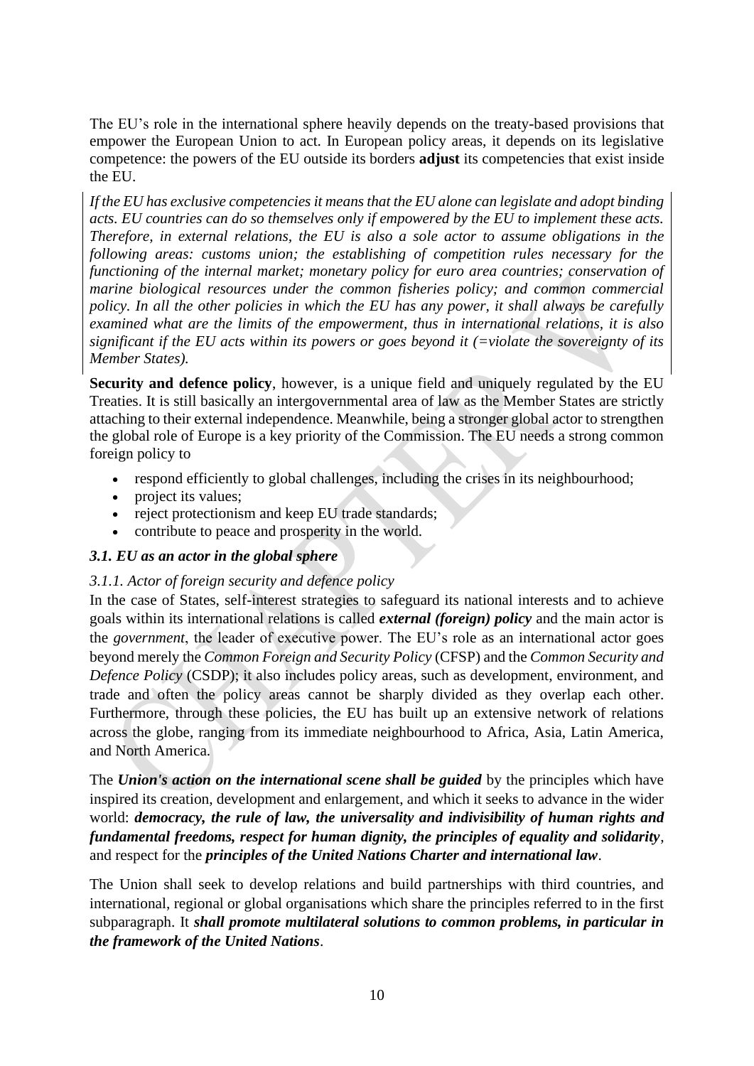The EU's role in the international sphere heavily depends on the treaty-based provisions that empower the European Union to act. In European policy areas, it depends on its legislative competence: the powers of the EU outside its borders **adjust** its competencies that exist inside the EU.

*If the EU has exclusive competencies it means that the EU alone can legislate and adopt binding acts. EU countries can do so themselves only if empowered by the EU to implement these acts. Therefore, in external relations, the EU is also a sole actor to assume obligations in the following areas: customs union; the establishing of competition rules necessary for the functioning of the internal market; monetary policy for euro area countries; conservation of marine biological resources under the common fisheries policy; and common commercial policy. In all the other policies in which the EU has any power, it shall always be carefully examined what are the limits of the empowerment, thus in international relations, it is also significant if the EU acts within its powers or goes beyond it (=violate the sovereignty of its Member States).*

**Security and defence policy**, however, is a unique field and uniquely regulated by the EU Treaties. It is still basically an intergovernmental area of law as the Member States are strictly attaching to their external independence. Meanwhile, being a stronger global actor to strengthen the global role of Europe is a key priority of the Commission. The EU needs a strong common foreign policy to

- respond efficiently to global challenges, including the crises in its neighbourhood;
- project its values;
- reject protectionism and keep EU trade standards;
- contribute to peace and prosperity in the world.

### *3.1. EU as an actor in the global sphere*

#### *3.1.1. Actor of foreign security and defence policy*

In the case of States, self-interest strategies to safeguard its national interests and to achieve goals within its international relations is called ***external (foreign) policy*** and the main actor is the *government*, the leader of executive power. The EU's role as an international actor goes beyond merely the *Common Foreign and Security Policy* (CFSP) and the *Common Security and Defence Policy* (CSDP); it also includes policy areas, such as development, environment, and trade and often the policy areas cannot be sharply divided as they overlap each other. Furthermore, through these policies, the EU has built up an extensive network of relations across the globe, ranging from its immediate neighbourhood to Africa, Asia, Latin America, and North America.

The ***Union's action on the international scene shall be guided*** by the principles which have inspired its creation, development and enlargement, and which it seeks to advance in the wider world: ***democracy, the rule of law, the universality and indivisibility of human rights and fundamental freedoms, respect for human dignity, the principles of equality and solidarity***, and respect for the ***principles of the United Nations Charter and international law***.

The Union shall seek to develop relations and build partnerships with third countries, and international, regional or global organisations which share the principles referred to in the first subparagraph. It ***shall promote multilateral solutions to common problems, in particular in the framework of the United Nations***.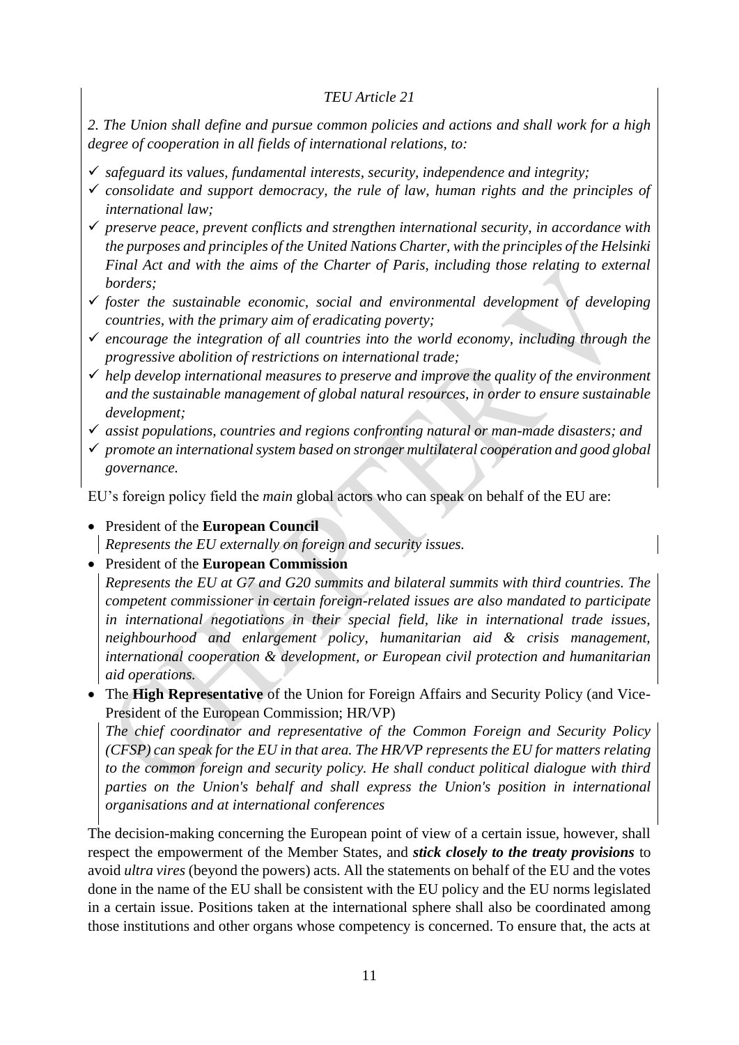*TEU Article 21*

*2. The Union shall define and pursue common policies and actions and shall work for a high degree of cooperation in all fields of international relations, to:*

- ✓ *safeguard its values, fundamental interests, security, independence and integrity;*
- ✓ *consolidate and support democracy, the rule of law, human rights and the principles of international law;*
- ✓ *preserve peace, prevent conflicts and strengthen international security, in accordance with the purposes and principles of the United Nations Charter, with the principles of the Helsinki Final Act and with the aims of the Charter of Paris, including those relating to external borders;*
- ✓ *foster the sustainable economic, social and environmental development of developing countries, with the primary aim of eradicating poverty;*
- ✓ *encourage the integration of all countries into the world economy, including through the progressive abolition of restrictions on international trade;*
- ✓ *help develop international measures to preserve and improve the quality of the environment and the sustainable management of global natural resources, in order to ensure sustainable development;*
- ✓ *assist populations, countries and regions confronting natural or man-made disasters; and*
- ✓ *promote an international system based on stronger multilateral cooperation and good global governance.*

EU's foreign policy field the *main* global actors who can speak on behalf of the EU are:

- President of the **European Council**
  *Represents the EU externally on foreign and security issues.*
- President of the **European Commission**
  *Represents the EU at G7 and G20 summits and bilateral summits with third countries. The competent commissioner in certain foreign-related issues are also mandated to participate in international negotiations in their special field, like in international trade issues, neighbourhood and enlargement policy, humanitarian aid & crisis management, international cooperation & development, or European civil protection and humanitarian aid operations.*
- The **High Representative** of the Union for Foreign Affairs and Security Policy (and Vice-President of the European Commission; HR/VP)
  *The chief coordinator and representative of the Common Foreign and Security Policy (CFSP) can speak for the EU in that area. The HR/VP represents the EU for matters relating to the common foreign and security policy. He shall conduct political dialogue with third parties on the Union's behalf and shall express the Union's position in international organisations and at international conferences*

The decision-making concerning the European point of view of a certain issue, however, shall respect the empowerment of the Member States, and ***stick closely to the treaty provisions*** to avoid *ultra vires* (beyond the powers) acts. All the statements on behalf of the EU and the votes done in the name of the EU shall be consistent with the EU policy and the EU norms legislated in a certain issue. Positions taken at the international sphere shall also be coordinated among those institutions and other organs whose competency is concerned. To ensure that, the acts at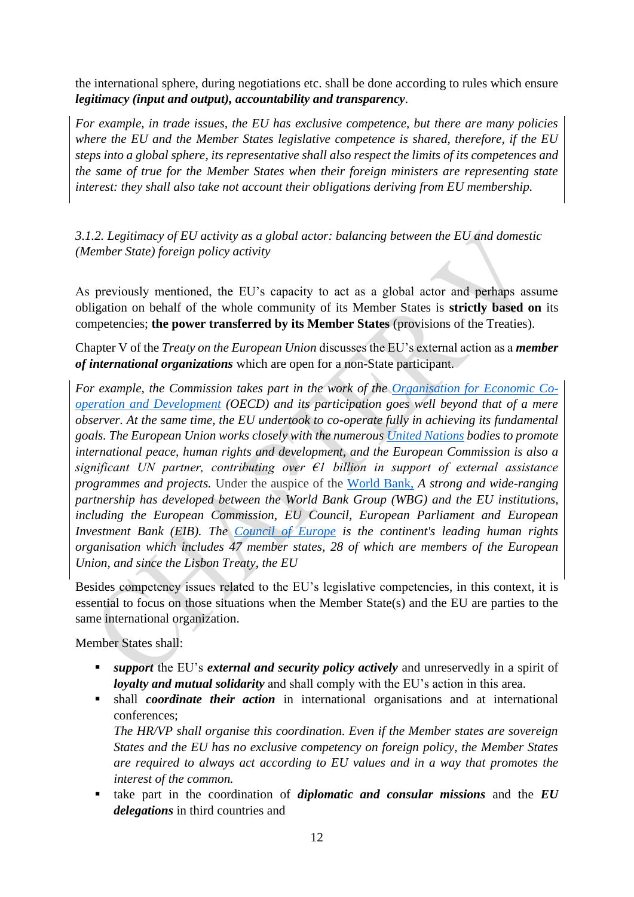the international sphere, during negotiations etc. shall be done according to rules which ensure ***legitimacy (input and output), accountability and transparency***.

> *For example, in trade issues, the EU has exclusive competence, but there are many policies where the EU and the Member States legislative competence is shared, therefore, if the EU steps into a global sphere, its representative shall also respect the limits of its competences and the same of true for the Member States when their foreign ministers are representing state interest: they shall also take not account their obligations deriving from EU membership.*

*3.1.2. Legitimacy of EU activity as a global actor: balancing between the EU and domestic (Member State) foreign policy activity*

As previously mentioned, the EU's capacity to act as a global actor and perhaps assume obligation on behalf of the whole community of its Member States is **strictly based on** its competencies; **the power transferred by its Member States** (provisions of the Treaties).

Chapter V of the *Treaty on the European Union* discusses the EU's external action as a ***member of international organizations*** which are open for a non-State participant.

> *For example, the Commission takes part in the work of the Organisation for Economic Co-operation and Development (OECD) and its participation goes well beyond that of a mere observer. At the same time, the EU undertook to co-operate fully in achieving its fundamental goals. The European Union works closely with the numerous United Nations bodies to promote international peace, human rights and development, and the European Commission is also a significant UN partner, contributing over €1 billion in support of external assistance programmes and projects.* Under the auspice of the World Bank, *A strong and wide-ranging partnership has developed between the World Bank Group (WBG) and the EU institutions, including the European Commission, EU Council, European Parliament and European Investment Bank (EIB). The Council of Europe is the continent's leading human rights organisation which includes 47 member states, 28 of which are members of the European Union, and since the Lisbon Treaty, the EU*

Besides competency issues related to the EU's legislative competencies, in this context, it is essential to focus on those situations when the Member State(s) and the EU are parties to the same international organization.

Member States shall:

- ***support*** the EU's ***external and security policy actively*** and unreservedly in a spirit of ***loyalty and mutual solidarity*** and shall comply with the EU's action in this area.
- shall ***coordinate their action*** in international organisations and at international conferences;
  *The HR/VP shall organise this coordination. Even if the Member states are sovereign States and the EU has no exclusive competency on foreign policy, the Member States are required to always act according to EU values and in a way that promotes the interest of the common.*
- take part in the coordination of ***diplomatic and consular missions*** and the ***EU delegations*** in third countries and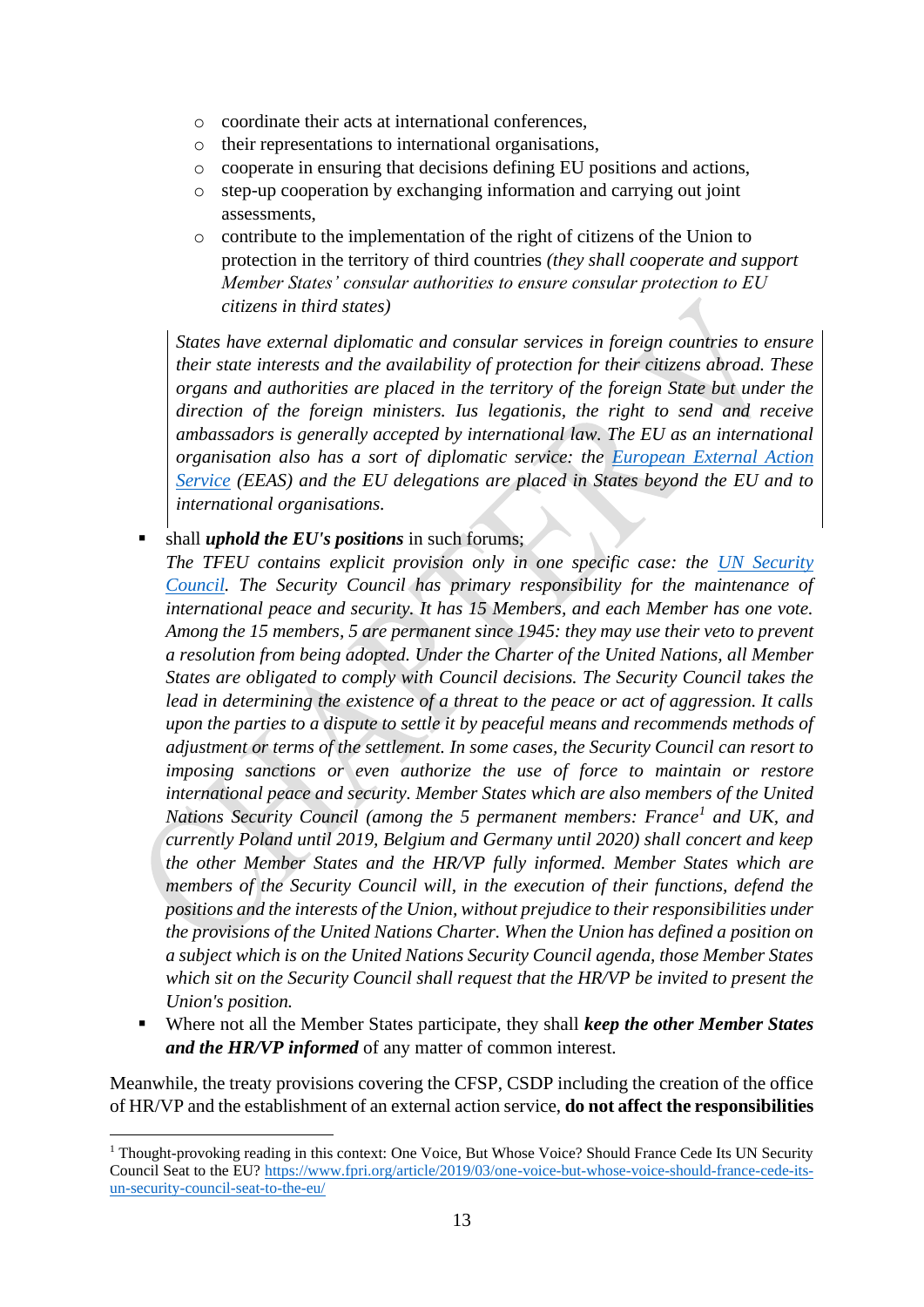- coordinate their acts at international conferences,
- their representations to international organisations,
- cooperate in ensuring that decisions defining EU positions and actions,
- step-up cooperation by exchanging information and carrying out joint assessments,
- contribute to the implementation of the right of citizens of the Union to protection in the territory of third countries *(they shall cooperate and support Member States' consular authorities to ensure consular protection to EU citizens in third states)*

> *States have external diplomatic and consular services in foreign countries to ensure their state interests and the availability of protection for their citizens abroad. These organs and authorities are placed in the territory of the foreign State but under the direction of the foreign ministers. Ius legationis, the right to send and receive ambassadors is generally accepted by international law. The EU as an international organisation also has a sort of diplomatic service: the [European External Action Service](#) (EEAS) and the EU delegations are placed in States beyond the EU and to international organisations.*

- shall ***uphold the EU's positions*** in such forums;
  *The TFEU contains explicit provision only in one specific case: the [UN Security Council](#). The Security Council has primary responsibility for the maintenance of international peace and security. It has 15 Members, and each Member has one vote. Among the 15 members, 5 are permanent since 1945: they may use their veto to prevent a resolution from being adopted. Under the Charter of the United Nations, all Member States are obligated to comply with Council decisions. The Security Council takes the lead in determining the existence of a threat to the peace or act of aggression. It calls upon the parties to a dispute to settle it by peaceful means and recommends methods of adjustment or terms of the settlement. In some cases, the Security Council can resort to imposing sanctions or even authorize the use of force to maintain or restore international peace and security. Member States which are also members of the United Nations Security Council (among the 5 permanent members: France[1] and UK, and currently Poland until 2019, Belgium and Germany until 2020) shall concert and keep the other Member States and the HR/VP fully informed. Member States which are members of the Security Council will, in the execution of their functions, defend the positions and the interests of the Union, without prejudice to their responsibilities under the provisions of the United Nations Charter. When the Union has defined a position on a subject which is on the United Nations Security Council agenda, those Member States which sit on the Security Council shall request that the HR/VP be invited to present the Union's position.*
- Where not all the Member States participate, they shall ***keep the other Member States and the HR/VP informed*** of any matter of common interest.

Meanwhile, the treaty provisions covering the CFSP, CSDP including the creation of the office of HR/VP and the establishment of an external action service, **do not affect the responsibilities**

---

[1] Thought-provoking reading in this context: One Voice, But Whose Voice? Should France Cede Its UN Security Council Seat to the EU? https://www.fpri.org/article/2019/03/one-voice-but-whose-voice-should-france-cede-its-un-security-council-seat-to-the-eu/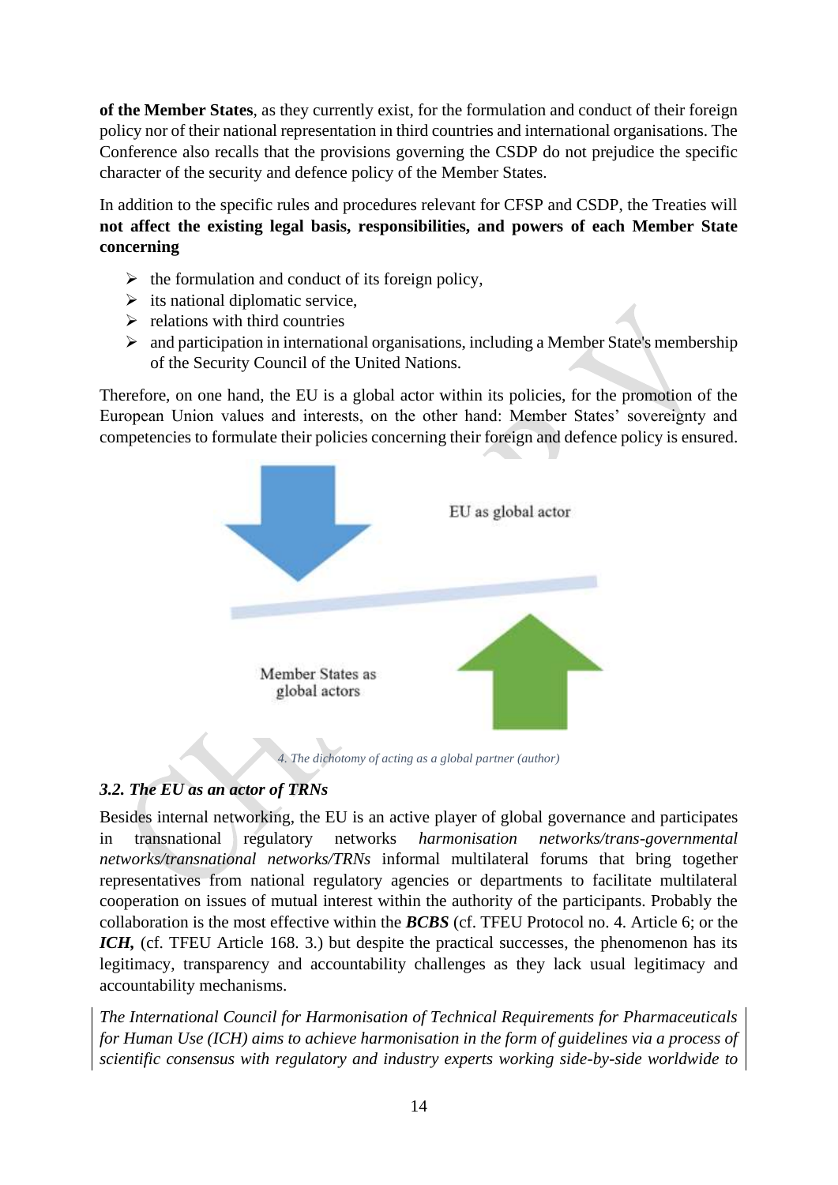**of the Member States**, as they currently exist, for the formulation and conduct of their foreign policy nor of their national representation in third countries and international organisations. The Conference also recalls that the provisions governing the CSDP do not prejudice the specific character of the security and defence policy of the Member States.

In addition to the specific rules and procedures relevant for CFSP and CSDP, the Treaties will **not affect the existing legal basis, responsibilities, and powers of each Member State concerning**

- the formulation and conduct of its foreign policy,
- its national diplomatic service,
- relations with third countries
- and participation in international organisations, including a Member State's membership of the Security Council of the United Nations.

Therefore, on one hand, the EU is a global actor within its policies, for the promotion of the European Union values and interests, on the other hand: Member States' sovereignty and competencies to formulate their policies concerning their foreign and defence policy is ensured.

EU as global actor

Member States as global actors

*4. The dichotomy of acting as a global partner (author)*

### *3.2. The EU as an actor of TRNs*

Besides internal networking, the EU is an active player of global governance and participates in transnational regulatory networks *harmonisation networks/trans-governmental networks/transnational networks/TRNs* informal multilateral forums that bring together representatives from national regulatory agencies or departments to facilitate multilateral cooperation on issues of mutual interest within the authority of the participants. Probably the collaboration is the most effective within the ***BCBS*** (cf. TFEU Protocol no. 4. Article 6; or the ***ICH,*** (cf. TFEU Article 168. 3.) but despite the practical successes, the phenomenon has its legitimacy, transparency and accountability challenges as they lack usual legitimacy and accountability mechanisms.

*The International Council for Harmonisation of Technical Requirements for Pharmaceuticals for Human Use (ICH) aims to achieve harmonisation in the form of guidelines via a process of scientific consensus with regulatory and industry experts working side-by-side worldwide to*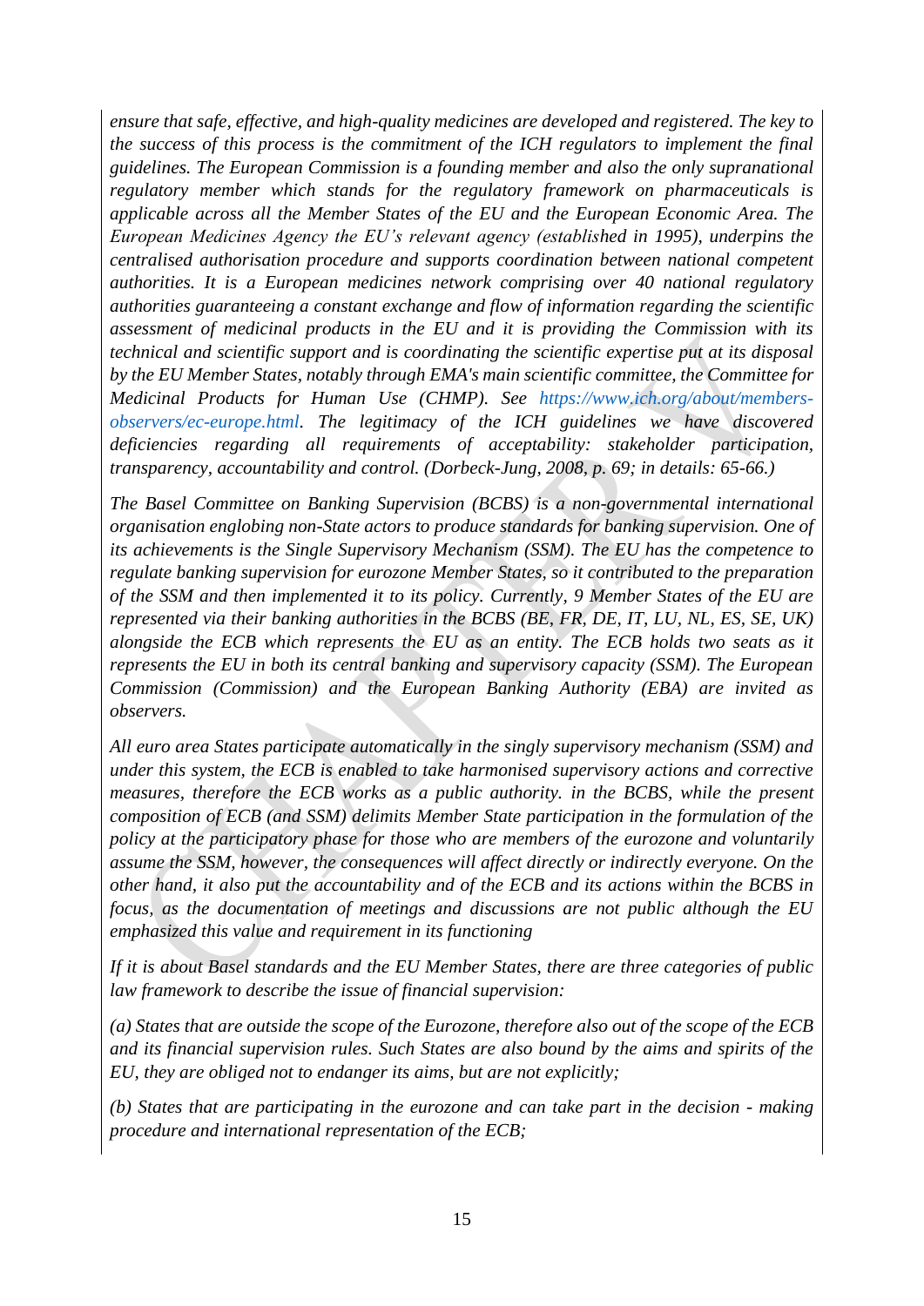*ensure that safe, effective, and high-quality medicines are developed and registered. The key to the success of this process is the commitment of the ICH regulators to implement the final guidelines. The European Commission is a founding member and also the only supranational regulatory member which stands for the regulatory framework on pharmaceuticals is applicable across all the Member States of the EU and the European Economic Area. The European Medicines Agency the EU's relevant agency (established in 1995), underpins the centralised authorisation procedure and supports coordination between national competent authorities. It is a European medicines network comprising over 40 national regulatory authorities guaranteeing a constant exchange and flow of information regarding the scientific assessment of medicinal products in the EU and it is providing the Commission with its technical and scientific support and is coordinating the scientific expertise put at its disposal by the EU Member States, notably through EMA's main scientific committee, the Committee for Medicinal Products for Human Use (CHMP). See https://www.ich.org/about/members-observers/ec-europe.html. The legitimacy of the ICH guidelines we have discovered deficiencies regarding all requirements of acceptability: stakeholder participation, transparency, accountability and control. (Dorbeck-Jung, 2008, p. 69; in details: 65-66.)*

*The Basel Committee on Banking Supervision (BCBS) is a non-governmental international organisation englobing non-State actors to produce standards for banking supervision. One of its achievements is the Single Supervisory Mechanism (SSM). The EU has the competence to regulate banking supervision for eurozone Member States, so it contributed to the preparation of the SSM and then implemented it to its policy. Currently, 9 Member States of the EU are represented via their banking authorities in the BCBS (BE, FR, DE, IT, LU, NL, ES, SE, UK) alongside the ECB which represents the EU as an entity. The ECB holds two seats as it represents the EU in both its central banking and supervisory capacity (SSM). The European Commission (Commission) and the European Banking Authority (EBA) are invited as observers.*

*All euro area States participate automatically in the singly supervisory mechanism (SSM) and under this system, the ECB is enabled to take harmonised supervisory actions and corrective measures, therefore the ECB works as a public authority. in the BCBS, while the present composition of ECB (and SSM) delimits Member State participation in the formulation of the policy at the participatory phase for those who are members of the eurozone and voluntarily assume the SSM, however, the consequences will affect directly or indirectly everyone. On the other hand, it also put the accountability and of the ECB and its actions within the BCBS in focus, as the documentation of meetings and discussions are not public although the EU emphasized this value and requirement in its functioning*

*If it is about Basel standards and the EU Member States, there are three categories of public law framework to describe the issue of financial supervision:*

*(a) States that are outside the scope of the Eurozone, therefore also out of the scope of the ECB and its financial supervision rules. Such States are also bound by the aims and spirits of the EU, they are obliged not to endanger its aims, but are not explicitly;*

*(b) States that are participating in the eurozone and can take part in the decision - making procedure and international representation of the ECB;*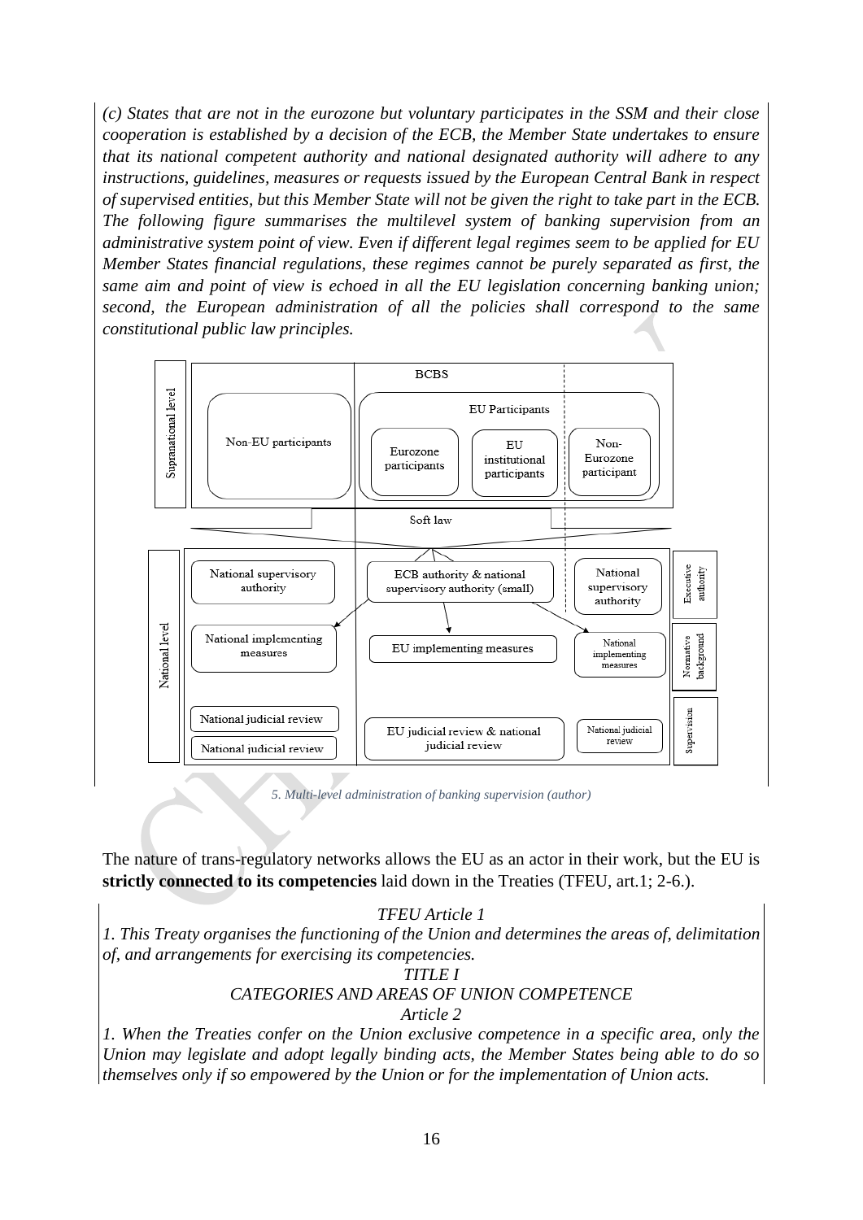*(c) States that are not in the eurozone but voluntary participates in the SSM and their close cooperation is established by a decision of the ECB, the Member State undertakes to ensure that its national competent authority and national designated authority will adhere to any instructions, guidelines, measures or requests issued by the European Central Bank in respect of supervised entities, but this Member State will not be given the right to take part in the ECB. The following figure summarises the multilevel system of banking supervision from an administrative system point of view. Even if different legal regimes seem to be applied for EU Member States financial regulations, these regimes cannot be purely separated as first, the same aim and point of view is echoed in all the EU legislation concerning banking union; second, the European administration of all the policies shall correspond to the same constitutional public law principles.*

*5. Multi-level administration of banking supervision (author)*

The nature of trans-regulatory networks allows the EU as an actor in their work, but the EU is **strictly connected to its competencies** laid down in the Treaties (TFEU, art.1; 2-6.).

*TFEU Article 1*

*1. This Treaty organises the functioning of the Union and determines the areas of, delimitation of, and arrangements for exercising its competencies.*

*TITLE I*

*CATEGORIES AND AREAS OF UNION COMPETENCE*

*Article 2*

*1. When the Treaties confer on the Union exclusive competence in a specific area, only the Union may legislate and adopt legally binding acts, the Member States being able to do so themselves only if so empowered by the Union or for the implementation of Union acts.*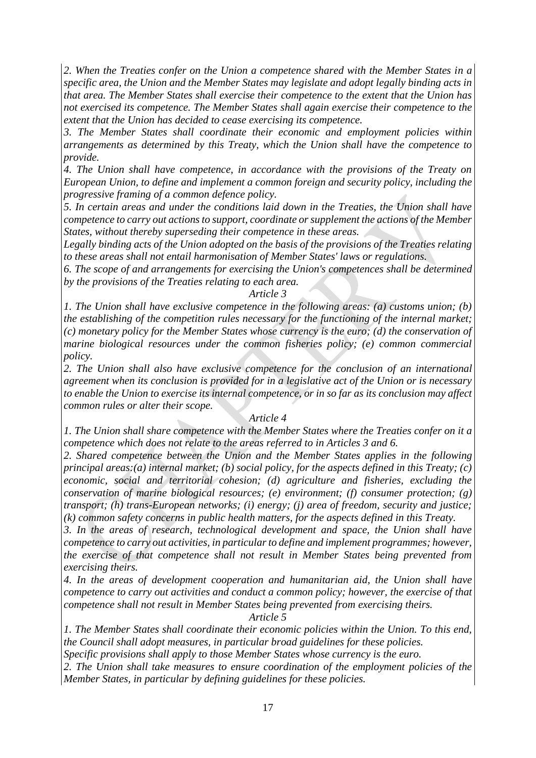*2. When the Treaties confer on the Union a competence shared with the Member States in a specific area, the Union and the Member States may legislate and adopt legally binding acts in that area. The Member States shall exercise their competence to the extent that the Union has not exercised its competence. The Member States shall again exercise their competence to the extent that the Union has decided to cease exercising its competence.*

*3. The Member States shall coordinate their economic and employment policies within arrangements as determined by this Treaty, which the Union shall have the competence to provide.*

*4. The Union shall have competence, in accordance with the provisions of the Treaty on European Union, to define and implement a common foreign and security policy, including the progressive framing of a common defence policy.*

*5. In certain areas and under the conditions laid down in the Treaties, the Union shall have competence to carry out actions to support, coordinate or supplement the actions of the Member States, without thereby superseding their competence in these areas.*

*Legally binding acts of the Union adopted on the basis of the provisions of the Treaties relating to these areas shall not entail harmonisation of Member States' laws or regulations.*

*6. The scope of and arrangements for exercising the Union's competences shall be determined by the provisions of the Treaties relating to each area.*

*Article 3*

*1. The Union shall have exclusive competence in the following areas: (a) customs union; (b) the establishing of the competition rules necessary for the functioning of the internal market; (c) monetary policy for the Member States whose currency is the euro; (d) the conservation of marine biological resources under the common fisheries policy; (e) common commercial policy.*

*2. The Union shall also have exclusive competence for the conclusion of an international agreement when its conclusion is provided for in a legislative act of the Union or is necessary to enable the Union to exercise its internal competence, or in so far as its conclusion may affect common rules or alter their scope.*

*Article 4*

*1. The Union shall share competence with the Member States where the Treaties confer on it a competence which does not relate to the areas referred to in Articles 3 and 6.*

*2. Shared competence between the Union and the Member States applies in the following principal areas:(a) internal market; (b) social policy, for the aspects defined in this Treaty; (c) economic, social and territorial cohesion; (d) agriculture and fisheries, excluding the conservation of marine biological resources; (e) environment; (f) consumer protection; (g) transport; (h) trans-European networks; (i) energy; (j) area of freedom, security and justice; (k) common safety concerns in public health matters, for the aspects defined in this Treaty.*

*3. In the areas of research, technological development and space, the Union shall have competence to carry out activities, in particular to define and implement programmes; however, the exercise of that competence shall not result in Member States being prevented from exercising theirs.*

*4. In the areas of development cooperation and humanitarian aid, the Union shall have competence to carry out activities and conduct a common policy; however, the exercise of that competence shall not result in Member States being prevented from exercising theirs.*

*Article 5*

*1. The Member States shall coordinate their economic policies within the Union. To this end, the Council shall adopt measures, in particular broad guidelines for these policies.*

*Specific provisions shall apply to those Member States whose currency is the euro.*

*2. The Union shall take measures to ensure coordination of the employment policies of the Member States, in particular by defining guidelines for these policies.*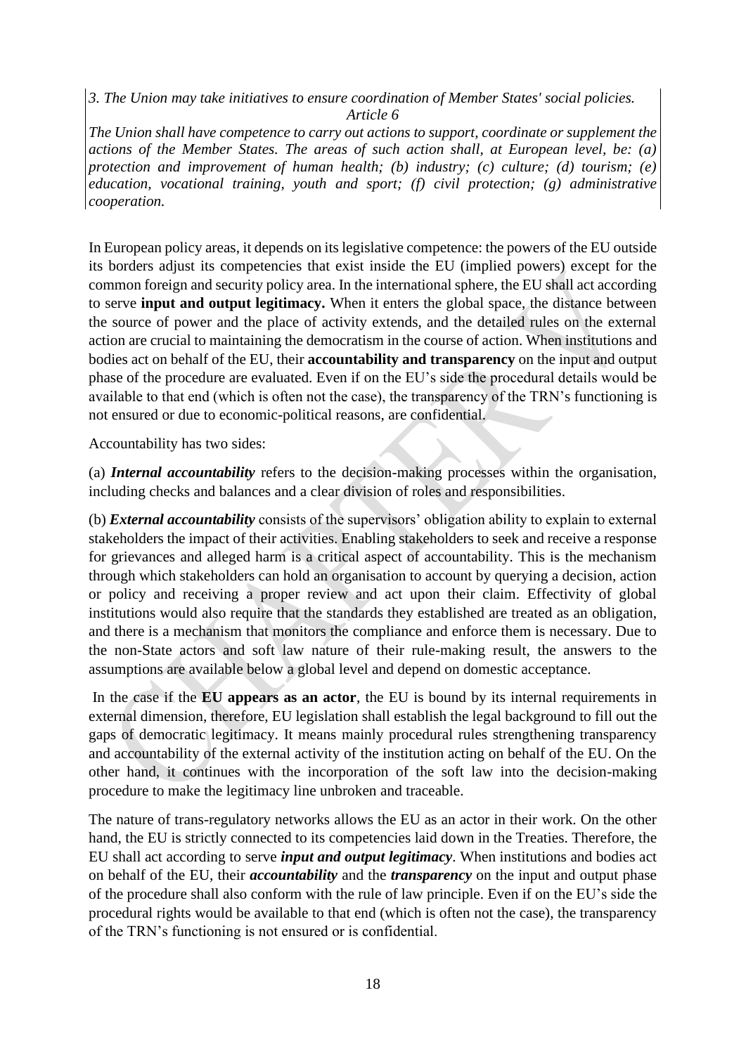*3. The Union may take initiatives to ensure coordination of Member States' social policies.*

*Article 6*

*The Union shall have competence to carry out actions to support, coordinate or supplement the actions of the Member States. The areas of such action shall, at European level, be: (a) protection and improvement of human health; (b) industry; (c) culture; (d) tourism; (e) education, vocational training, youth and sport; (f) civil protection; (g) administrative cooperation.*

In European policy areas, it depends on its legislative competence: the powers of the EU outside its borders adjust its competencies that exist inside the EU (implied powers) except for the common foreign and security policy area. In the international sphere, the EU shall act according to serve **input and output legitimacy.** When it enters the global space, the distance between the source of power and the place of activity extends, and the detailed rules on the external action are crucial to maintaining the democratism in the course of action. When institutions and bodies act on behalf of the EU, their **accountability and transparency** on the input and output phase of the procedure are evaluated. Even if on the EU's side the procedural details would be available to that end (which is often not the case), the transparency of the TRN's functioning is not ensured or due to economic-political reasons, are confidential.

Accountability has two sides:

(a) ***Internal accountability*** refers to the decision-making processes within the organisation, including checks and balances and a clear division of roles and responsibilities.

(b) ***External accountability*** consists of the supervisors' obligation ability to explain to external stakeholders the impact of their activities. Enabling stakeholders to seek and receive a response for grievances and alleged harm is a critical aspect of accountability. This is the mechanism through which stakeholders can hold an organisation to account by querying a decision, action or policy and receiving a proper review and act upon their claim. Effectivity of global institutions would also require that the standards they established are treated as an obligation, and there is a mechanism that monitors the compliance and enforce them is necessary. Due to the non-State actors and soft law nature of their rule-making result, the answers to the assumptions are available below a global level and depend on domestic acceptance.

In the case if the **EU appears as an actor**, the EU is bound by its internal requirements in external dimension, therefore, EU legislation shall establish the legal background to fill out the gaps of democratic legitimacy. It means mainly procedural rules strengthening transparency and accountability of the external activity of the institution acting on behalf of the EU. On the other hand, it continues with the incorporation of the soft law into the decision-making procedure to make the legitimacy line unbroken and traceable.

The nature of trans-regulatory networks allows the EU as an actor in their work. On the other hand, the EU is strictly connected to its competencies laid down in the Treaties. Therefore, the EU shall act according to serve ***input and output legitimacy***. When institutions and bodies act on behalf of the EU, their ***accountability*** and the ***transparency*** on the input and output phase of the procedure shall also conform with the rule of law principle. Even if on the EU's side the procedural rights would be available to that end (which is often not the case), the transparency of the TRN's functioning is not ensured or is confidential.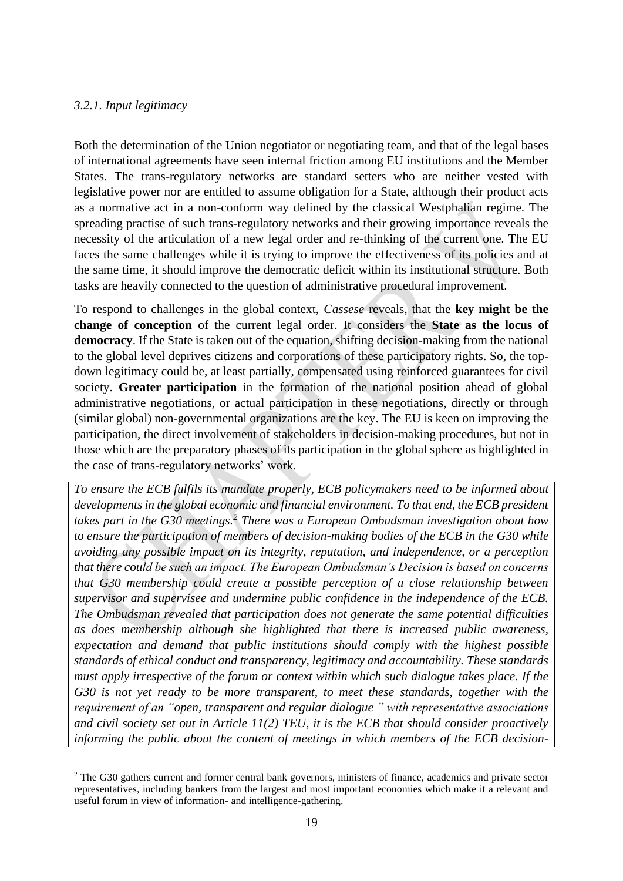*3.2.1. Input legitimacy*

Both the determination of the Union negotiator or negotiating team, and that of the legal bases of international agreements have seen internal friction among EU institutions and the Member States. The trans-regulatory networks are standard setters who are neither vested with legislative power nor are entitled to assume obligation for a State, although their product acts as a normative act in a non-conform way defined by the classical Westphalian regime. The spreading practise of such trans-regulatory networks and their growing importance reveals the necessity of the articulation of a new legal order and re-thinking of the current one. The EU faces the same challenges while it is trying to improve the effectiveness of its policies and at the same time, it should improve the democratic deficit within its institutional structure. Both tasks are heavily connected to the question of administrative procedural improvement.

To respond to challenges in the global context, *Cassese* reveals, that the **key might be the change of conception** of the current legal order. It considers the **State as the locus of democracy**. If the State is taken out of the equation, shifting decision-making from the national to the global level deprives citizens and corporations of these participatory rights. So, the top-down legitimacy could be, at least partially, compensated using reinforced guarantees for civil society. **Greater participation** in the formation of the national position ahead of global administrative negotiations, or actual participation in these negotiations, directly or through (similar global) non-governmental organizations are the key. The EU is keen on improving the participation, the direct involvement of stakeholders in decision-making procedures, but not in those which are the preparatory phases of its participation in the global sphere as highlighted in the case of trans-regulatory networks' work.

*To ensure the ECB fulfils its mandate properly, ECB policymakers need to be informed about developments in the global economic and financial environment. To that end, the ECB president takes part in the G30 meetings.*[2] *There was a European Ombudsman investigation about how to ensure the participation of members of decision-making bodies of the ECB in the G30 while avoiding any possible impact on its integrity, reputation, and independence, or a perception that there could be such an impact. The European Ombudsman's Decision is based on concerns that G30 membership could create a possible perception of a close relationship between supervisor and supervisee and undermine public confidence in the independence of the ECB. The Ombudsman revealed that participation does not generate the same potential difficulties as does membership although she highlighted that there is increased public awareness, expectation and demand that public institutions should comply with the highest possible standards of ethical conduct and transparency, legitimacy and accountability. These standards must apply irrespective of the forum or context within which such dialogue takes place. If the G30 is not yet ready to be more transparent, to meet these standards, together with the requirement of an "open, transparent and regular dialogue" with representative associations and civil society set out in Article 11(2) TEU, it is the ECB that should consider proactively informing the public about the content of meetings in which members of the ECB decision-*

[2] The G30 gathers current and former central bank governors, ministers of finance, academics and private sector representatives, including bankers from the largest and most important economies which make it a relevant and useful forum in view of information- and intelligence-gathering.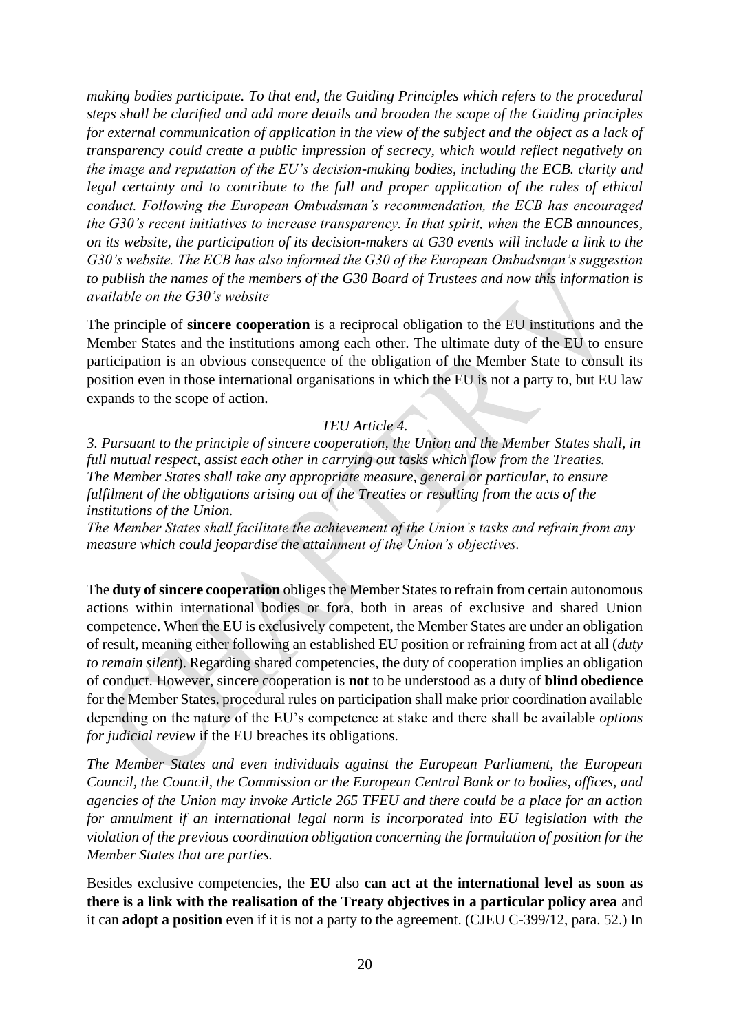*making bodies participate. To that end, the Guiding Principles which refers to the procedural steps shall be clarified and add more details and broaden the scope of the Guiding principles for external communication of application in the view of the subject and the object as a lack of transparency could create a public impression of secrecy, which would reflect negatively on the image and reputation of the EU's decision-making bodies, including the ECB. clarity and legal certainty and to contribute to the full and proper application of the rules of ethical conduct. Following the European Ombudsman's recommendation, the ECB has encouraged the G30's recent initiatives to increase transparency. In that spirit, when the ECB announces, on its website, the participation of its decision-makers at G30 events will include a link to the G30's website. The ECB has also informed the G30 of the European Ombudsman's suggestion to publish the names of the members of the G30 Board of Trustees and now this information is available on the G30's website.*

The principle of **sincere cooperation** is a reciprocal obligation to the EU institutions and the Member States and the institutions among each other. The ultimate duty of the EU to ensure participation is an obvious consequence of the obligation of the Member State to consult its position even in those international organisations in which the EU is not a party to, but EU law expands to the scope of action.

*TEU Article 4.*

*3. Pursuant to the principle of sincere cooperation, the Union and the Member States shall, in full mutual respect, assist each other in carrying out tasks which flow from the Treaties. The Member States shall take any appropriate measure, general or particular, to ensure fulfilment of the obligations arising out of the Treaties or resulting from the acts of the institutions of the Union.*
*The Member States shall facilitate the achievement of the Union's tasks and refrain from any measure which could jeopardise the attainment of the Union's objectives.*

The **duty of sincere cooperation** obliges the Member States to refrain from certain autonomous actions within international bodies or fora, both in areas of exclusive and shared Union competence. When the EU is exclusively competent, the Member States are under an obligation of result, meaning either following an established EU position or refraining from act at all (*duty to remain silent*). Regarding shared competencies, the duty of cooperation implies an obligation of conduct. However, sincere cooperation is **not** to be understood as a duty of **blind obedience** for the Member States. procedural rules on participation shall make prior coordination available depending on the nature of the EU's competence at stake and there shall be available *options for judicial review* if the EU breaches its obligations.

*The Member States and even individuals against the European Parliament, the European Council, the Council, the Commission or the European Central Bank or to bodies, offices, and agencies of the Union may invoke Article 265 TFEU and there could be a place for an action for annulment if an international legal norm is incorporated into EU legislation with the violation of the previous coordination obligation concerning the formulation of position for the Member States that are parties.*

Besides exclusive competencies, the **EU** also **can act at the international level as soon as there is a link with the realisation of the Treaty objectives in a particular policy area** and it can **adopt a position** even if it is not a party to the agreement. (CJEU C-399/12, para. 52.) In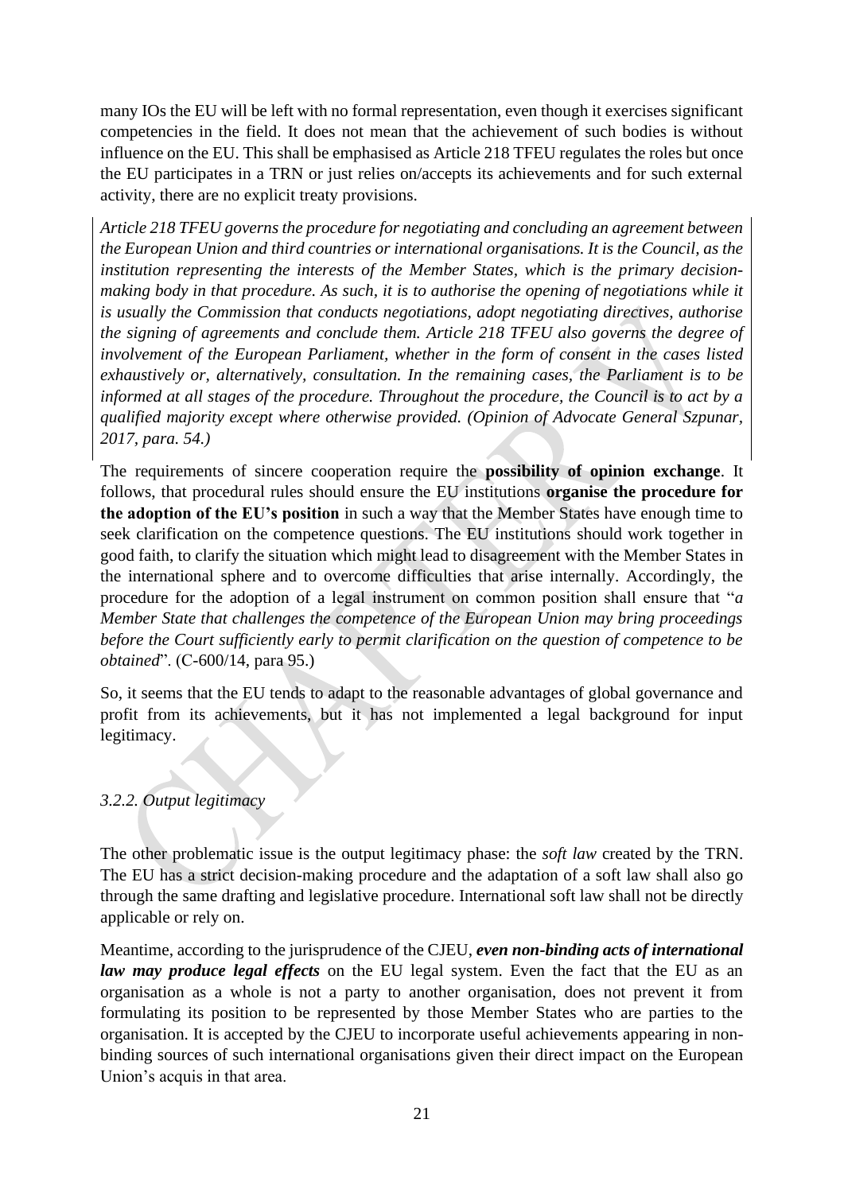many IOs the EU will be left with no formal representation, even though it exercises significant competencies in the field. It does not mean that the achievement of such bodies is without influence on the EU. This shall be emphasised as Article 218 TFEU regulates the roles but once the EU participates in a TRN or just relies on/accepts its achievements and for such external activity, there are no explicit treaty provisions.

*Article 218 TFEU governs the procedure for negotiating and concluding an agreement between the European Union and third countries or international organisations. It is the Council, as the institution representing the interests of the Member States, which is the primary decision-making body in that procedure. As such, it is to authorise the opening of negotiations while it is usually the Commission that conducts negotiations, adopt negotiating directives, authorise the signing of agreements and conclude them. Article 218 TFEU also governs the degree of involvement of the European Parliament, whether in the form of consent in the cases listed exhaustively or, alternatively, consultation. In the remaining cases, the Parliament is to be informed at all stages of the procedure. Throughout the procedure, the Council is to act by a qualified majority except where otherwise provided. (Opinion of Advocate General Szpunar, 2017, para. 54.)*

The requirements of sincere cooperation require the **possibility of opinion exchange**. It follows, that procedural rules should ensure the EU institutions **organise the procedure for the adoption of the EU's position** in such a way that the Member States have enough time to seek clarification on the competence questions. The EU institutions should work together in good faith, to clarify the situation which might lead to disagreement with the Member States in the international sphere and to overcome difficulties that arise internally. Accordingly, the procedure for the adoption of a legal instrument on common position shall ensure that "*a Member State that challenges the competence of the European Union may bring proceedings before the Court sufficiently early to permit clarification on the question of competence to be obtained*". (C-600/14, para 95.)

So, it seems that the EU tends to adapt to the reasonable advantages of global governance and profit from its achievements, but it has not implemented a legal background for input legitimacy.

### *3.2.2. Output legitimacy*

The other problematic issue is the output legitimacy phase: the *soft law* created by the TRN. The EU has a strict decision-making procedure and the adaptation of a soft law shall also go through the same drafting and legislative procedure. International soft law shall not be directly applicable or rely on.

Meantime, according to the jurisprudence of the CJEU, ***even non-binding acts of international law may produce legal effects*** on the EU legal system. Even the fact that the EU as an organisation as a whole is not a party to another organisation, does not prevent it from formulating its position to be represented by those Member States who are parties to the organisation. It is accepted by the CJEU to incorporate useful achievements appearing in non-binding sources of such international organisations given their direct impact on the European Union's acquis in that area.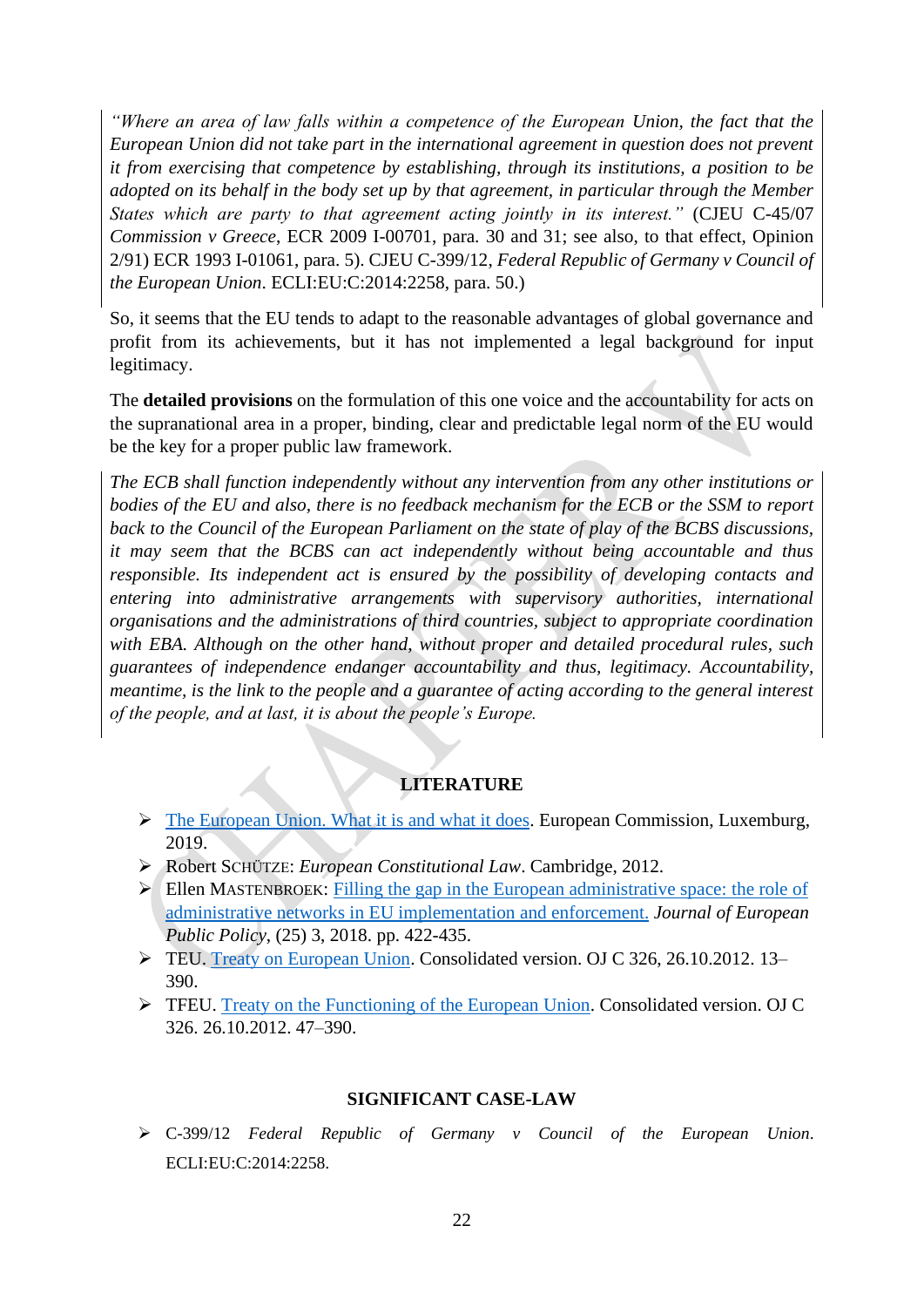*"Where an area of law falls within a competence of the European Union, the fact that the European Union did not take part in the international agreement in question does not prevent it from exercising that competence by establishing, through its institutions, a position to be adopted on its behalf in the body set up by that agreement, in particular through the Member States which are party to that agreement acting jointly in its interest."* (CJEU C-45/07 *Commission v Greece*, ECR 2009 I-00701, para. 30 and 31; see also, to that effect, Opinion 2/91) ECR 1993 I-01061, para. 5). CJEU C-399/12, *Federal Republic of Germany v Council of the European Union*. ECLI:EU:C:2014:2258, para. 50.)

So, it seems that the EU tends to adapt to the reasonable advantages of global governance and profit from its achievements, but it has not implemented a legal background for input legitimacy.

The **detailed provisions** on the formulation of this one voice and the accountability for acts on the supranational area in a proper, binding, clear and predictable legal norm of the EU would be the key for a proper public law framework.

*The ECB shall function independently without any intervention from any other institutions or bodies of the EU and also, there is no feedback mechanism for the ECB or the SSM to report back to the Council of the European Parliament on the state of play of the BCBS discussions, it may seem that the BCBS can act independently without being accountable and thus responsible. Its independent act is ensured by the possibility of developing contacts and entering into administrative arrangements with supervisory authorities, international organisations and the administrations of third countries, subject to appropriate coordination with EBA. Although on the other hand, without proper and detailed procedural rules, such guarantees of independence endanger accountability and thus, legitimacy. Accountability, meantime, is the link to the people and a guarantee of acting according to the general interest of the people, and at last, it is about the people's Europe.*

## LITERATURE

- The European Union. What it is and what it does. European Commission, Luxemburg, 2019.
- Robert SCHÜTZE: *European Constitutional Law*. Cambridge, 2012.
- Ellen MASTENBROEK: Filling the gap in the European administrative space: the role of administrative networks in EU implementation and enforcement. *Journal of European Public Policy*, (25) 3, 2018. pp. 422-435.
- TEU. Treaty on European Union. Consolidated version. OJ C 326, 26.10.2012. 13–390.
- TFEU. Treaty on the Functioning of the European Union. Consolidated version. OJ C 326. 26.10.2012. 47–390.

## SIGNIFICANT CASE-LAW

- C-399/12 *Federal Republic of Germany v Council of the European Union*. ECLI:EU:C:2014:2258.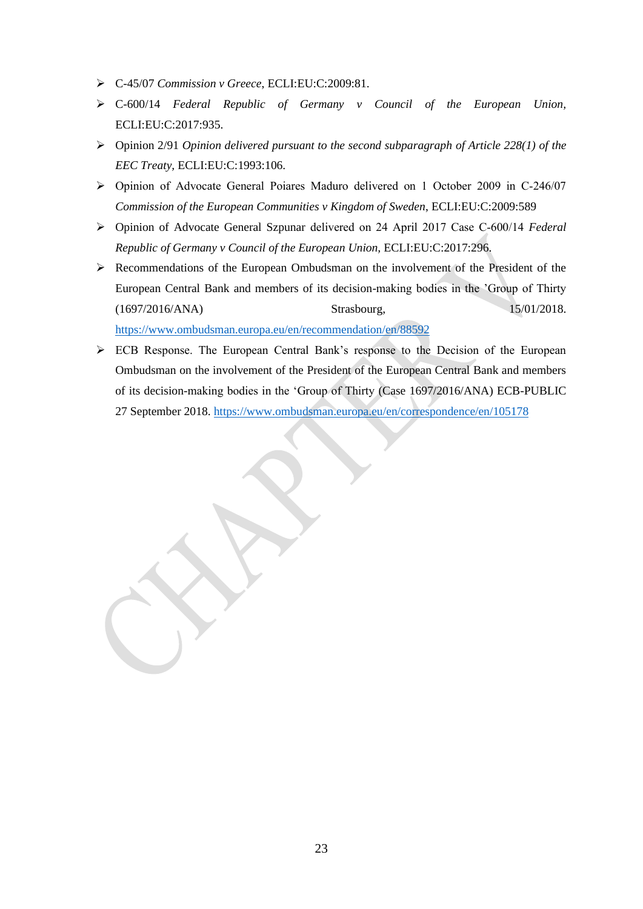- C-45/07 *Commission v Greece*, ECLI:EU:C:2009:81.
- C-600/14 *Federal Republic of Germany v Council of the European Union*, ECLI:EU:C:2017:935.
- Opinion 2/91 *Opinion delivered pursuant to the second subparagraph of Article 228(1) of the EEC Treaty*, ECLI:EU:C:1993:106.
- Opinion of Advocate General Poiares Maduro delivered on 1 October 2009 in C-246/07 *Commission of the European Communities v Kingdom of Sweden*, ECLI:EU:C:2009:589
- Opinion of Advocate General Szpunar delivered on 24 April 2017 Case C-600/14 *Federal Republic of Germany v Council of the European Union*, ECLI:EU:C:2017:296.
- Recommendations of the European Ombudsman on the involvement of the President of the European Central Bank and members of its decision-making bodies in the 'Group of Thirty (1697/2016/ANA) Strasbourg, 15/01/2018. https://www.ombudsman.europa.eu/en/recommendation/en/88592
- ECB Response. The European Central Bank's response to the Decision of the European Ombudsman on the involvement of the President of the European Central Bank and members of its decision-making bodies in the 'Group of Thirty (Case 1697/2016/ANA) ECB-PUBLIC 27 September 2018. https://www.ombudsman.europa.eu/en/correspondence/en/105178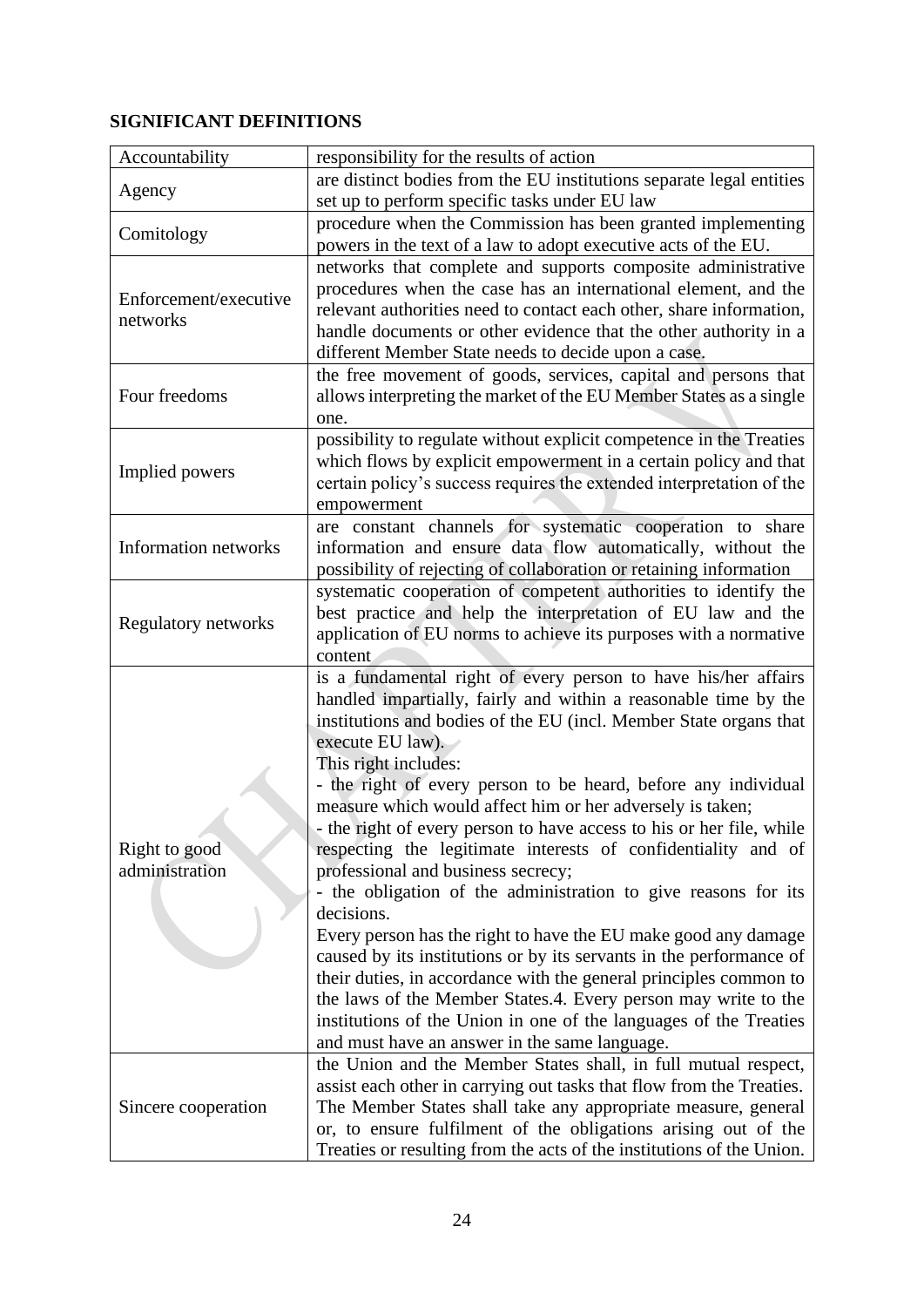**SIGNIFICANT DEFINITIONS**

| | |
|---|---|
| Accountability | responsibility for the results of action |
| Agency | are distinct bodies from the EU institutions separate legal entities set up to perform specific tasks under EU law |
| Comitology | procedure when the Commission has been granted implementing powers in the text of a law to adopt executive acts of the EU. |
| Enforcement/executive networks | networks that complete and supports composite administrative procedures when the case has an international element, and the relevant authorities need to contact each other, share information, handle documents or other evidence that the other authority in a different Member State needs to decide upon a case. |
| Four freedoms | the free movement of goods, services, capital and persons that allows interpreting the market of the EU Member States as a single one. |
| Implied powers | possibility to regulate without explicit competence in the Treaties which flows by explicit empowerment in a certain policy and that certain policy's success requires the extended interpretation of the empowerment |
| Information networks | are constant channels for systematic cooperation to share information and ensure data flow automatically, without the possibility of rejecting of collaboration or retaining information |
| Regulatory networks | systematic cooperation of competent authorities to identify the best practice and help the interpretation of EU law and the application of EU norms to achieve its purposes with a normative content |
| Right to good administration | is a fundamental right of every person to have his/her affairs handled impartially, fairly and within a reasonable time by the institutions and bodies of the EU (incl. Member State organs that execute EU law).<br>This right includes:<br>- the right of every person to be heard, before any individual measure which would affect him or her adversely is taken;<br>- the right of every person to have access to his or her file, while respecting the legitimate interests of confidentiality and of professional and business secrecy;<br>- the obligation of the administration to give reasons for its decisions.<br>Every person has the right to have the EU make good any damage caused by its institutions or by its servants in the performance of their duties, in accordance with the general principles common to the laws of the Member States.4. Every person may write to the institutions of the Union in one of the languages of the Treaties and must have an answer in the same language. |
| Sincere cooperation | the Union and the Member States shall, in full mutual respect, assist each other in carrying out tasks that flow from the Treaties. The Member States shall take any appropriate measure, general or, to ensure fulfilment of the obligations arising out of the Treaties or resulting from the acts of the institutions of the Union. |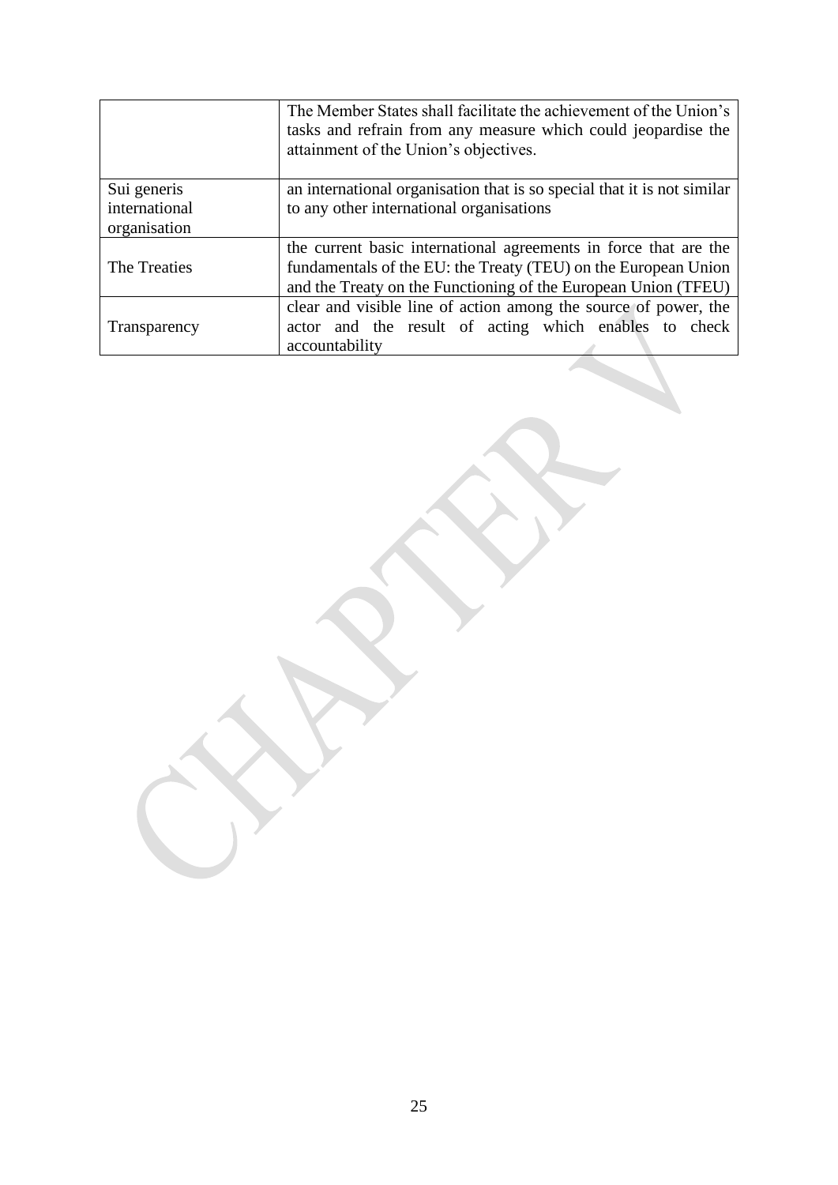|  |  |
| --- | --- |
|  | The Member States shall facilitate the achievement of the Union's tasks and refrain from any measure which could jeopardise the attainment of the Union's objectives. |
| Sui generis international organisation | an international organisation that is so special that it is not similar to any other international organisations |
| The Treaties | the current basic international agreements in force that are the fundamentals of the EU: the Treaty (TEU) on the European Union and the Treaty on the Functioning of the European Union (TFEU) |
| Transparency | clear and visible line of action among the source of power, the actor and the result of acting which enables to check accountability |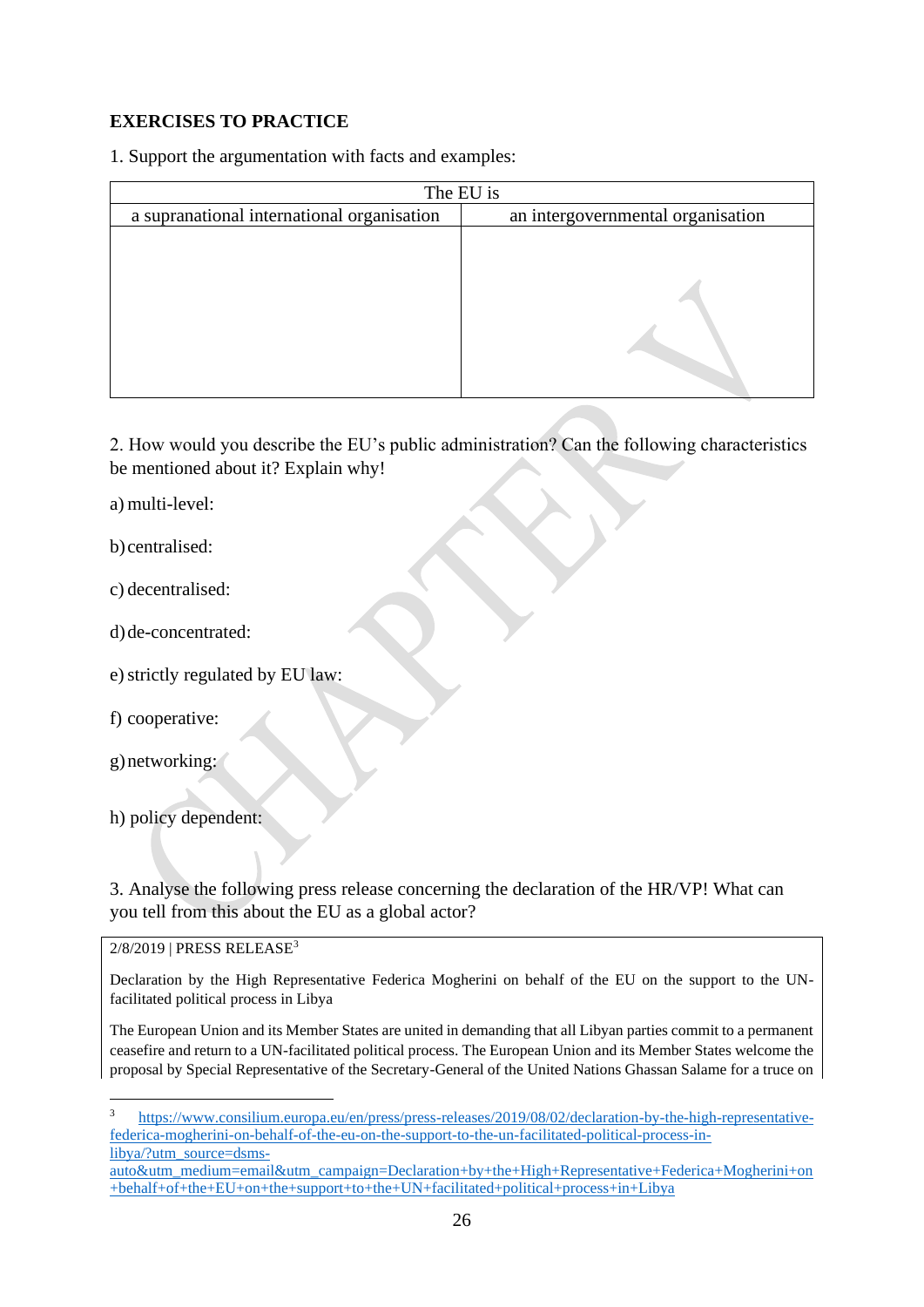**EXERCISES TO PRACTICE**

1. Support the argumentation with facts and examples:

| The EU is | |
|---|---|
| a supranational international organisation | an intergovernmental organisation |
| | |

2. How would you describe the EU's public administration? Can the following characteristics be mentioned about it? Explain why!

a) multi-level:

b) centralised:

c) decentralised:

d) de-concentrated:

e) strictly regulated by EU law:

f) cooperative:

g) networking:

h) policy dependent:

3. Analyse the following press release concerning the declaration of the HR/VP! What can you tell from this about the EU as a global actor?

> 2/8/2019 | PRESS RELEASE[3]
>
> Declaration by the High Representative Federica Mogherini on behalf of the EU on the support to the UN-facilitated political process in Libya
>
> The European Union and its Member States are united in demanding that all Libyan parties commit to a permanent ceasefire and return to a UN-facilitated political process. The European Union and its Member States welcome the proposal by Special Representative of the Secretary-General of the United Nations Ghassan Salame for a truce on

[3] https://www.consilium.europa.eu/en/press/press-releases/2019/08/02/declaration-by-the-high-representative-federica-mogherini-on-behalf-of-the-eu-on-the-support-to-the-un-facilitated-political-process-in-libya/?utm_source=dsms-auto&utm_medium=email&utm_campaign=Declaration+by+the+High+Representative+Federica+Mogherini+on+behalf+of+the+EU+on+the+support+to+the+UN+facilitated+political+process+in+Libya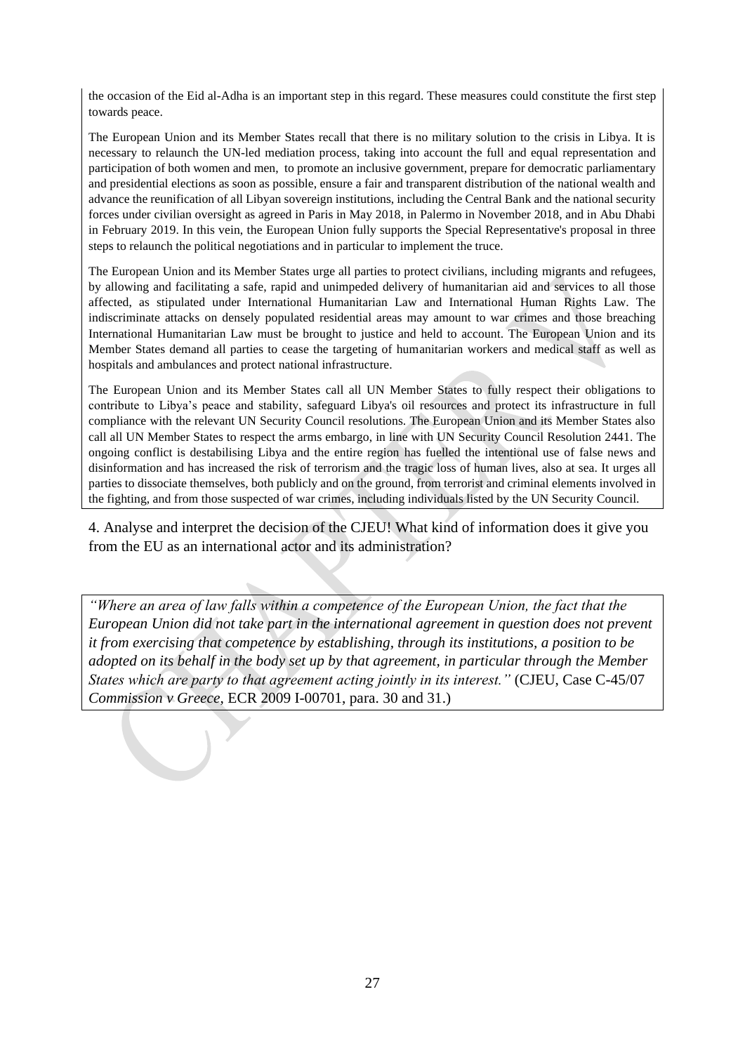the occasion of the Eid al-Adha is an important step in this regard. These measures could constitute the first step towards peace.

The European Union and its Member States recall that there is no military solution to the crisis in Libya. It is necessary to relaunch the UN-led mediation process, taking into account the full and equal representation and participation of both women and men, to promote an inclusive government, prepare for democratic parliamentary and presidential elections as soon as possible, ensure a fair and transparent distribution of the national wealth and advance the reunification of all Libyan sovereign institutions, including the Central Bank and the national security forces under civilian oversight as agreed in Paris in May 2018, in Palermo in November 2018, and in Abu Dhabi in February 2019. In this vein, the European Union fully supports the Special Representative's proposal in three steps to relaunch the political negotiations and in particular to implement the truce.

The European Union and its Member States urge all parties to protect civilians, including migrants and refugees, by allowing and facilitating a safe, rapid and unimpeded delivery of humanitarian aid and services to all those affected, as stipulated under International Humanitarian Law and International Human Rights Law. The indiscriminate attacks on densely populated residential areas may amount to war crimes and those breaching International Humanitarian Law must be brought to justice and held to account. The European Union and its Member States demand all parties to cease the targeting of humanitarian workers and medical staff as well as hospitals and ambulances and protect national infrastructure.

The European Union and its Member States call all UN Member States to fully respect their obligations to contribute to Libya's peace and stability, safeguard Libya's oil resources and protect its infrastructure in full compliance with the relevant UN Security Council resolutions. The European Union and its Member States also call all UN Member States to respect the arms embargo, in line with UN Security Council Resolution 2441. The ongoing conflict is destabilising Libya and the entire region has fuelled the intentional use of false news and disinformation and has increased the risk of terrorism and the tragic loss of human lives, also at sea. It urges all parties to dissociate themselves, both publicly and on the ground, from terrorist and criminal elements involved in the fighting, and from those suspected of war crimes, including individuals listed by the UN Security Council.

4. Analyse and interpret the decision of the CJEU! What kind of information does it give you from the EU as an international actor and its administration?

*"Where an area of law falls within a competence of the European Union, the fact that the European Union did not take part in the international agreement in question does not prevent it from exercising that competence by establishing, through its institutions, a position to be adopted on its behalf in the body set up by that agreement, in particular through the Member States which are party to that agreement acting jointly in its interest."* (CJEU, Case C-45/07 *Commission v Greece*, ECR 2009 I-00701, para. 30 and 31.)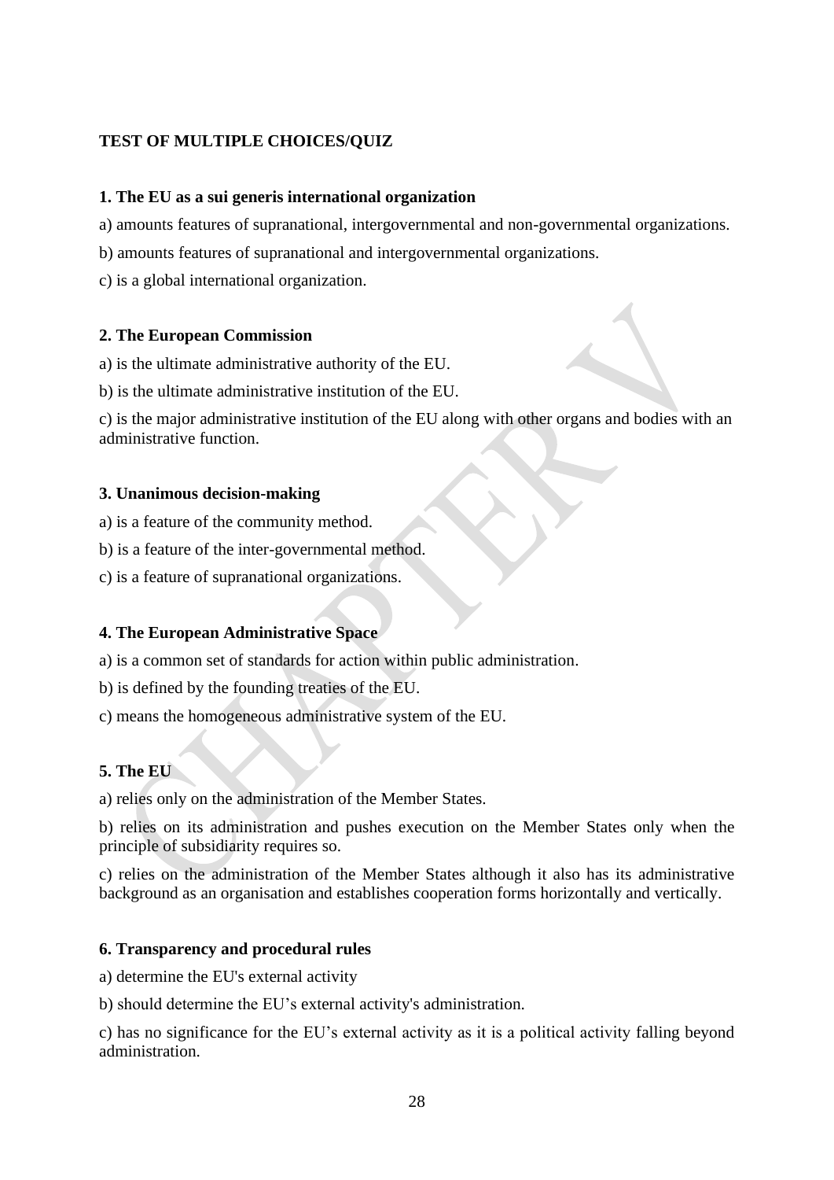**TEST OF MULTIPLE CHOICES/QUIZ**

**1. The EU as a sui generis international organization**

a) amounts features of supranational, intergovernmental and non-governmental organizations.

b) amounts features of supranational and intergovernmental organizations.

c) is a global international organization.

**2. The European Commission**

a) is the ultimate administrative authority of the EU.

b) is the ultimate administrative institution of the EU.

c) is the major administrative institution of the EU along with other organs and bodies with an administrative function.

**3. Unanimous decision-making**

a) is a feature of the community method.

b) is a feature of the inter-governmental method.

c) is a feature of supranational organizations.

**4. The European Administrative Space**

a) is a common set of standards for action within public administration.

b) is defined by the founding treaties of the EU.

c) means the homogeneous administrative system of the EU.

**5. The EU**

a) relies only on the administration of the Member States.

b) relies on its administration and pushes execution on the Member States only when the principle of subsidiarity requires so.

c) relies on the administration of the Member States although it also has its administrative background as an organisation and establishes cooperation forms horizontally and vertically.

**6. Transparency and procedural rules**

a) determine the EU's external activity

b) should determine the EU's external activity's administration.

c) has no significance for the EU's external activity as it is a political activity falling beyond administration.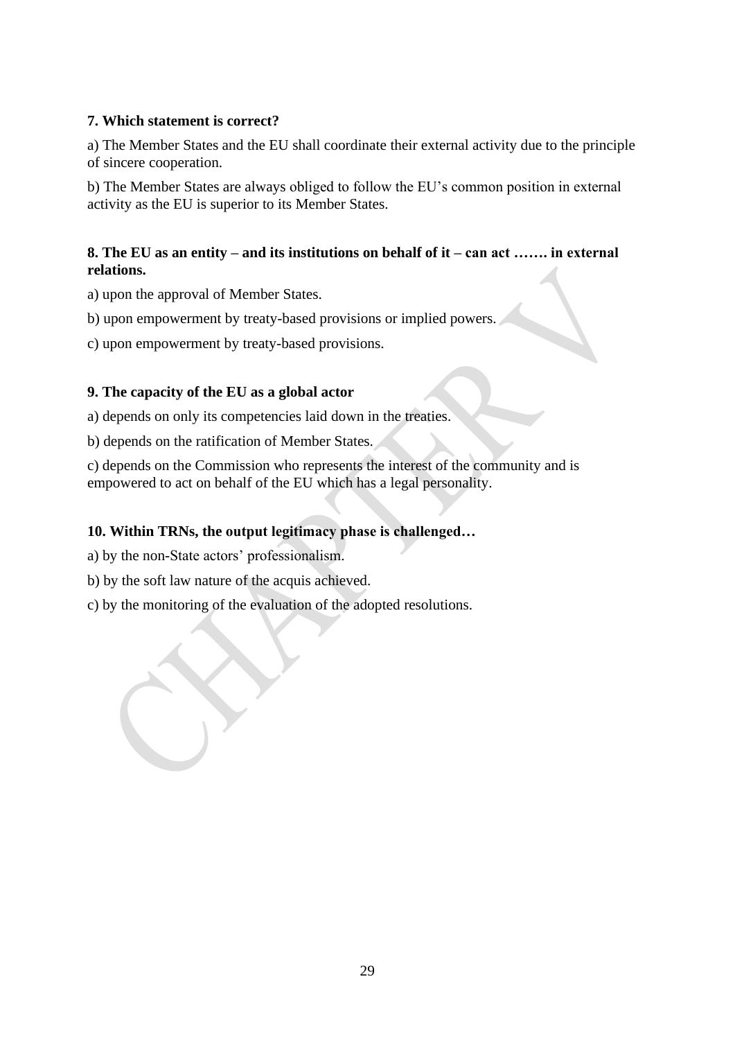**7. Which statement is correct?**

a) The Member States and the EU shall coordinate their external activity due to the principle of sincere cooperation.

b) The Member States are always obliged to follow the EU's common position in external activity as the EU is superior to its Member States.

**8. The EU as an entity – and its institutions on behalf of it – can act ……. in external relations.**

a) upon the approval of Member States.

b) upon empowerment by treaty-based provisions or implied powers.

c) upon empowerment by treaty-based provisions.

**9. The capacity of the EU as a global actor**

a) depends on only its competencies laid down in the treaties.

b) depends on the ratification of Member States.

c) depends on the Commission who represents the interest of the community and is empowered to act on behalf of the EU which has a legal personality.

**10. Within TRNs, the output legitimacy phase is challenged…**

a) by the non-State actors' professionalism.

b) by the soft law nature of the acquis achieved.

c) by the monitoring of the evaluation of the adopted resolutions.